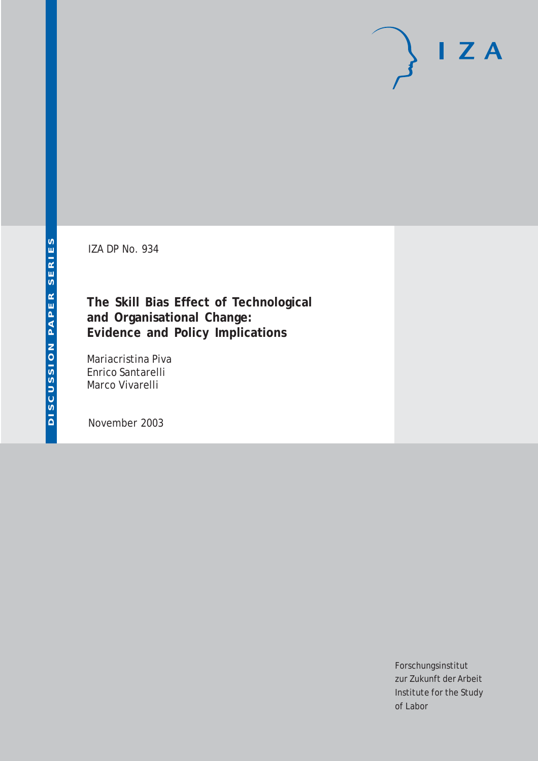DISCUSSION PAPER SERIES

IZA

IZA DP No. 934

# The Skill Bias Effect of Technological and Organisational Change: Evidence and Policy Implications

Mariacristina Piva
Enrico Santarelli
Marco Vivarelli

November 2003

Forschungsinstitut
zur Zukunft der Arbeit
Institute for the Study
of Labor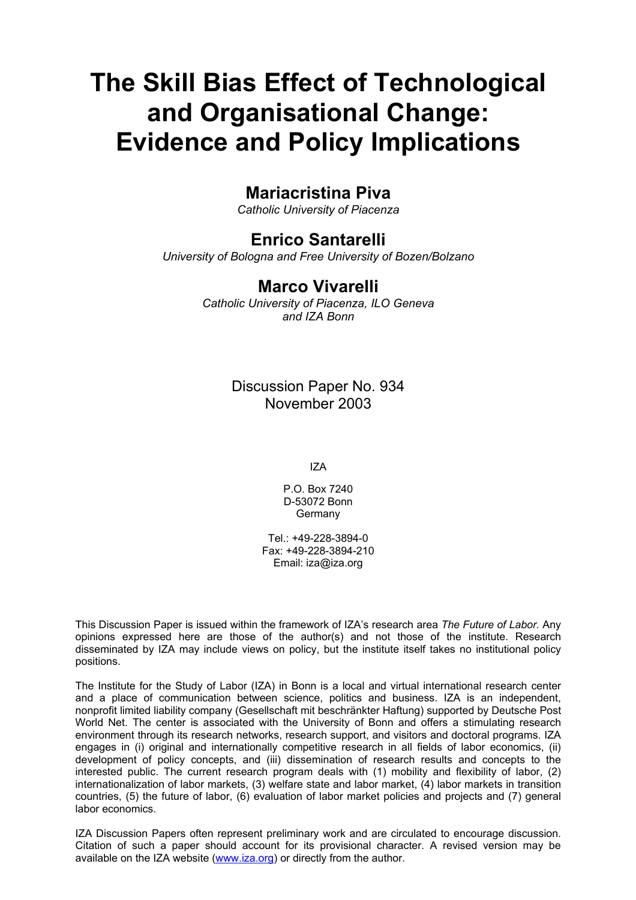# The Skill Bias Effect of Technological and Organisational Change: Evidence and Policy Implications

## Mariacristina Piva

*Catholic University of Piacenza*

## Enrico Santarelli

*University of Bologna and Free University of Bozen/Bolzano*

## Marco Vivarelli

*Catholic University of Piacenza, ILO Geneva and IZA Bonn*

Discussion Paper No. 934
November 2003

IZA

P.O. Box 7240
D-53072 Bonn
Germany

Tel.: +49-228-3894-0
Fax: +49-228-3894-210
Email: iza@iza.org

This Discussion Paper is issued within the framework of IZA's research area *The Future of Labor.* Any opinions expressed here are those of the author(s) and not those of the institute. Research disseminated by IZA may include views on policy, but the institute itself takes no institutional policy positions.

The Institute for the Study of Labor (IZA) in Bonn is a local and virtual international research center and a place of communication between science, politics and business. IZA is an independent, nonprofit limited liability company (Gesellschaft mit beschränkter Haftung) supported by Deutsche Post World Net. The center is associated with the University of Bonn and offers a stimulating research environment through its research networks, research support, and visitors and doctoral programs. IZA engages in (i) original and internationally competitive research in all fields of labor economics, (ii) development of policy concepts, and (iii) dissemination of research results and concepts to the interested public. The current research program deals with (1) mobility and flexibility of labor, (2) internationalization of labor markets, (3) welfare state and labor market, (4) labor markets in transition countries, (5) the future of labor, (6) evaluation of labor market policies and projects and (7) general labor economics.

IZA Discussion Papers often represent preliminary work and are circulated to encourage discussion. Citation of such a paper should account for its provisional character. A revised version may be available on the IZA website (www.iza.org) or directly from the author.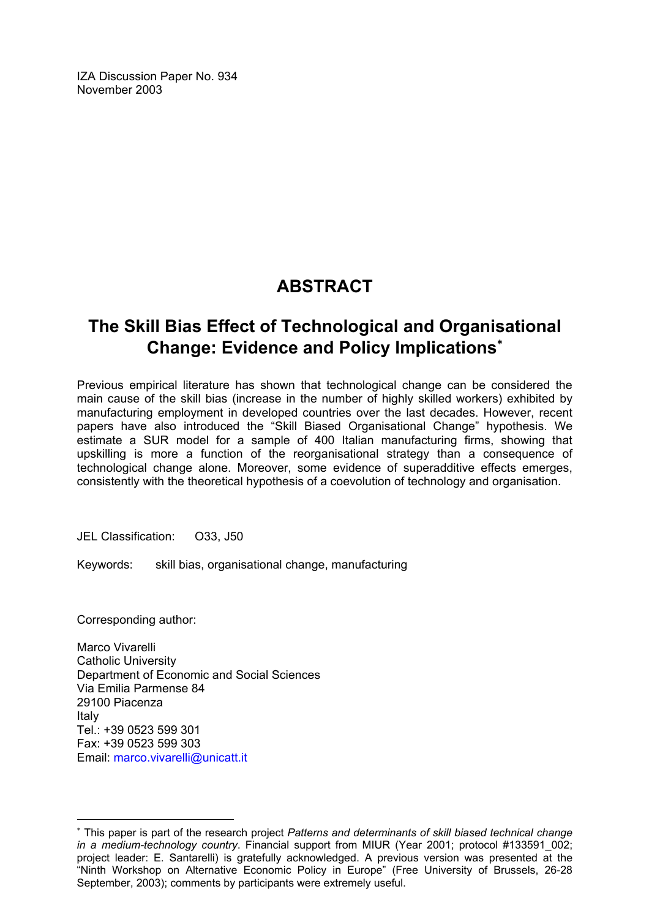IZA Discussion Paper No. 934
November 2003

# ABSTRACT

## The Skill Bias Effect of Technological and Organisational Change: Evidence and Policy Implications[*]

Previous empirical literature has shown that technological change can be considered the main cause of the skill bias (increase in the number of highly skilled workers) exhibited by manufacturing employment in developed countries over the last decades. However, recent papers have also introduced the "Skill Biased Organisational Change" hypothesis. We estimate a SUR model for a sample of 400 Italian manufacturing firms, showing that upskilling is more a function of the reorganisational strategy than a consequence of technological change alone. Moreover, some evidence of superadditive effects emerges, consistently with the theoretical hypothesis of a coevolution of technology and organisation.

JEL Classification: O33, J50

Keywords: skill bias, organisational change, manufacturing

Corresponding author:

Marco Vivarelli
Catholic University
Department of Economic and Social Sciences
Via Emilia Parmense 84
29100 Piacenza
Italy
Tel.: +39 0523 599 301
Fax: +39 0523 599 303
Email: marco.vivarelli@unicatt.it

---

[*] This paper is part of the research project *Patterns and determinants of skill biased technical change in a medium-technology country*. Financial support from MIUR (Year 2001; protocol #133591_002; project leader: E. Santarelli) is gratefully acknowledged. A previous version was presented at the "Ninth Workshop on Alternative Economic Policy in Europe" (Free University of Brussels, 26-28 September, 2003); comments by participants were extremely useful.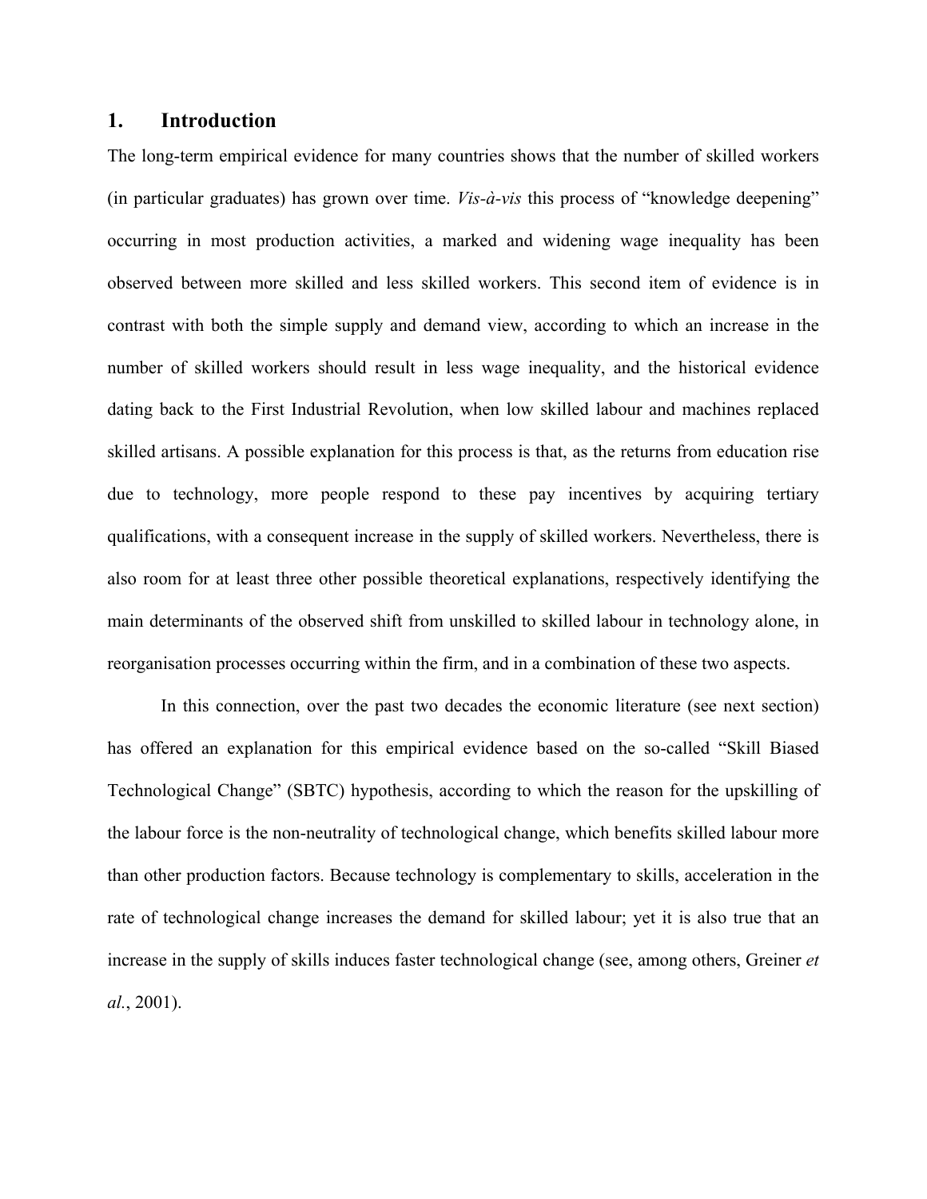## 1. Introduction

The long-term empirical evidence for many countries shows that the number of skilled workers (in particular graduates) has grown over time. *Vis-à-vis* this process of "knowledge deepening" occurring in most production activities, a marked and widening wage inequality has been observed between more skilled and less skilled workers. This second item of evidence is in contrast with both the simple supply and demand view, according to which an increase in the number of skilled workers should result in less wage inequality, and the historical evidence dating back to the First Industrial Revolution, when low skilled labour and machines replaced skilled artisans. A possible explanation for this process is that, as the returns from education rise due to technology, more people respond to these pay incentives by acquiring tertiary qualifications, with a consequent increase in the supply of skilled workers. Nevertheless, there is also room for at least three other possible theoretical explanations, respectively identifying the main determinants of the observed shift from unskilled to skilled labour in technology alone, in reorganisation processes occurring within the firm, and in a combination of these two aspects.

In this connection, over the past two decades the economic literature (see next section) has offered an explanation for this empirical evidence based on the so-called "Skill Biased Technological Change" (SBTC) hypothesis, according to which the reason for the upskilling of the labour force is the non-neutrality of technological change, which benefits skilled labour more than other production factors. Because technology is complementary to skills, acceleration in the rate of technological change increases the demand for skilled labour; yet it is also true that an increase in the supply of skills induces faster technological change (see, among others, Greiner *et al.*, 2001).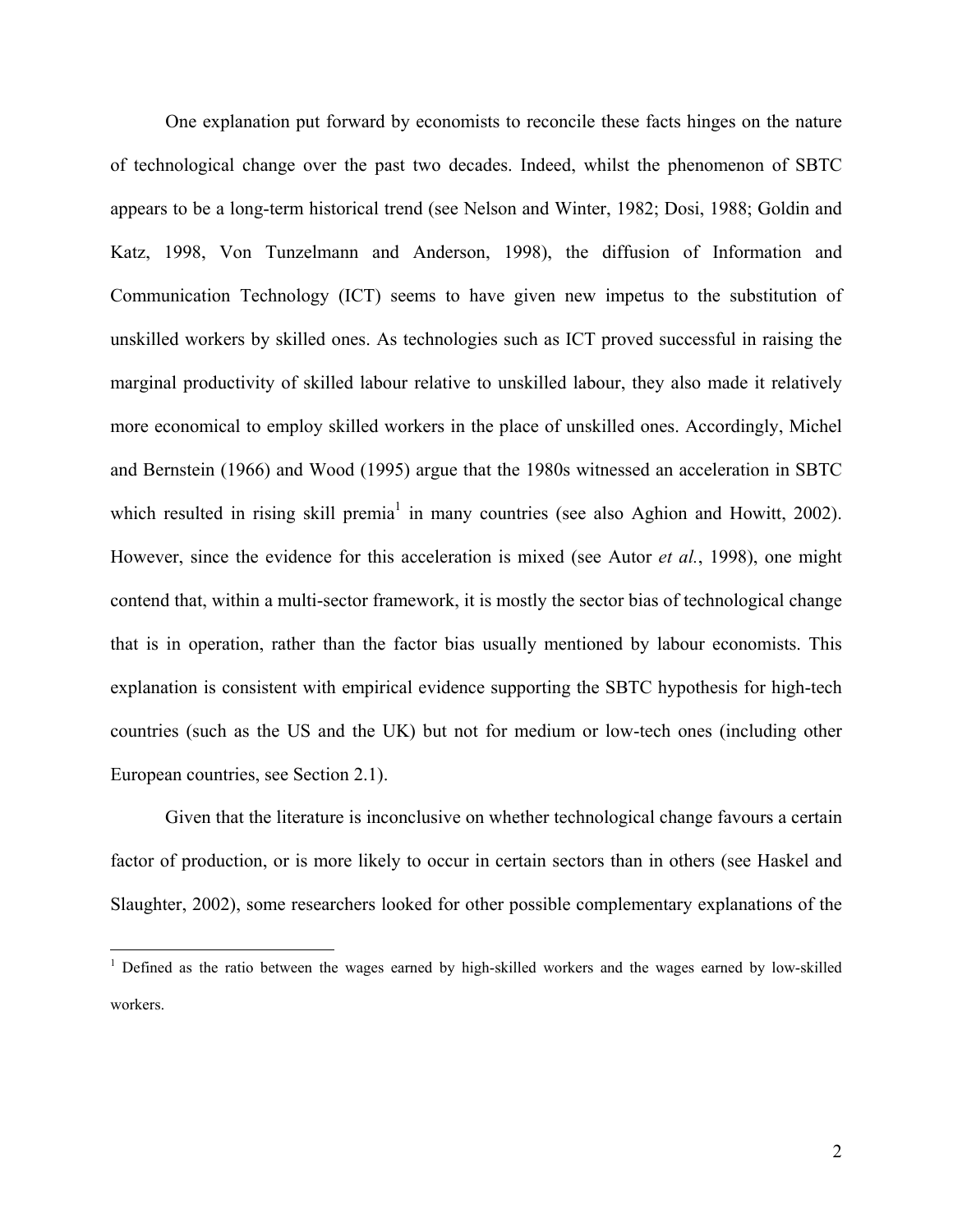One explanation put forward by economists to reconcile these facts hinges on the nature of technological change over the past two decades. Indeed, whilst the phenomenon of SBTC appears to be a long-term historical trend (see Nelson and Winter, 1982; Dosi, 1988; Goldin and Katz, 1998, Von Tunzelmann and Anderson, 1998), the diffusion of Information and Communication Technology (ICT) seems to have given new impetus to the substitution of unskilled workers by skilled ones. As technologies such as ICT proved successful in raising the marginal productivity of skilled labour relative to unskilled labour, they also made it relatively more economical to employ skilled workers in the place of unskilled ones. Accordingly, Michel and Bernstein (1966) and Wood (1995) argue that the 1980s witnessed an acceleration in SBTC which resulted in rising skill premia[1] in many countries (see also Aghion and Howitt, 2002). However, since the evidence for this acceleration is mixed (see Autor *et al.*, 1998), one might contend that, within a multi-sector framework, it is mostly the sector bias of technological change that is in operation, rather than the factor bias usually mentioned by labour economists. This explanation is consistent with empirical evidence supporting the SBTC hypothesis for high-tech countries (such as the US and the UK) but not for medium or low-tech ones (including other European countries, see Section 2.1).

Given that the literature is inconclusive on whether technological change favours a certain factor of production, or is more likely to occur in certain sectors than in others (see Haskel and Slaughter, 2002), some researchers looked for other possible complementary explanations of the

[1] Defined as the ratio between the wages earned by high-skilled workers and the wages earned by low-skilled workers.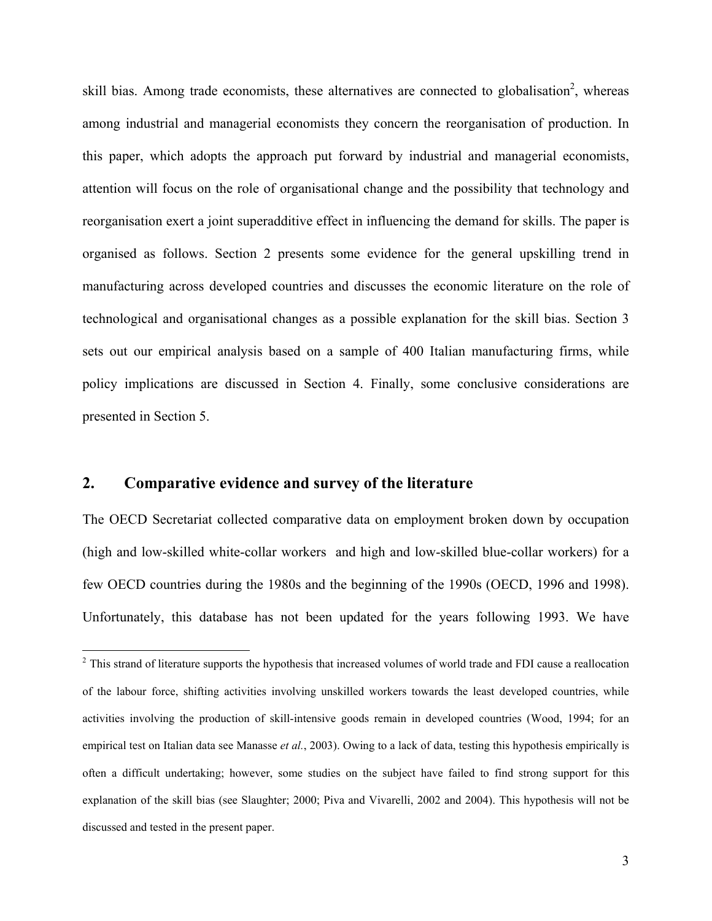skill bias. Among trade economists, these alternatives are connected to globalisation[2], whereas among industrial and managerial economists they concern the reorganisation of production. In this paper, which adopts the approach put forward by industrial and managerial economists, attention will focus on the role of organisational change and the possibility that technology and reorganisation exert a joint superadditive effect in influencing the demand for skills. The paper is organised as follows. Section 2 presents some evidence for the general upskilling trend in manufacturing across developed countries and discusses the economic literature on the role of technological and organisational changes as a possible explanation for the skill bias. Section 3 sets out our empirical analysis based on a sample of 400 Italian manufacturing firms, while policy implications are discussed in Section 4. Finally, some conclusive considerations are presented in Section 5.

## 2. Comparative evidence and survey of the literature

The OECD Secretariat collected comparative data on employment broken down by occupation (high and low-skilled white-collar workers and high and low-skilled blue-collar workers) for a few OECD countries during the 1980s and the beginning of the 1990s (OECD, 1996 and 1998). Unfortunately, this database has not been updated for the years following 1993. We have

---

[2] This strand of literature supports the hypothesis that increased volumes of world trade and FDI cause a reallocation of the labour force, shifting activities involving unskilled workers towards the least developed countries, while activities involving the production of skill-intensive goods remain in developed countries (Wood, 1994; for an empirical test on Italian data see Manasse *et al.*, 2003). Owing to a lack of data, testing this hypothesis empirically is often a difficult undertaking; however, some studies on the subject have failed to find strong support for this explanation of the skill bias (see Slaughter; 2000; Piva and Vivarelli, 2002 and 2004). This hypothesis will not be discussed and tested in the present paper.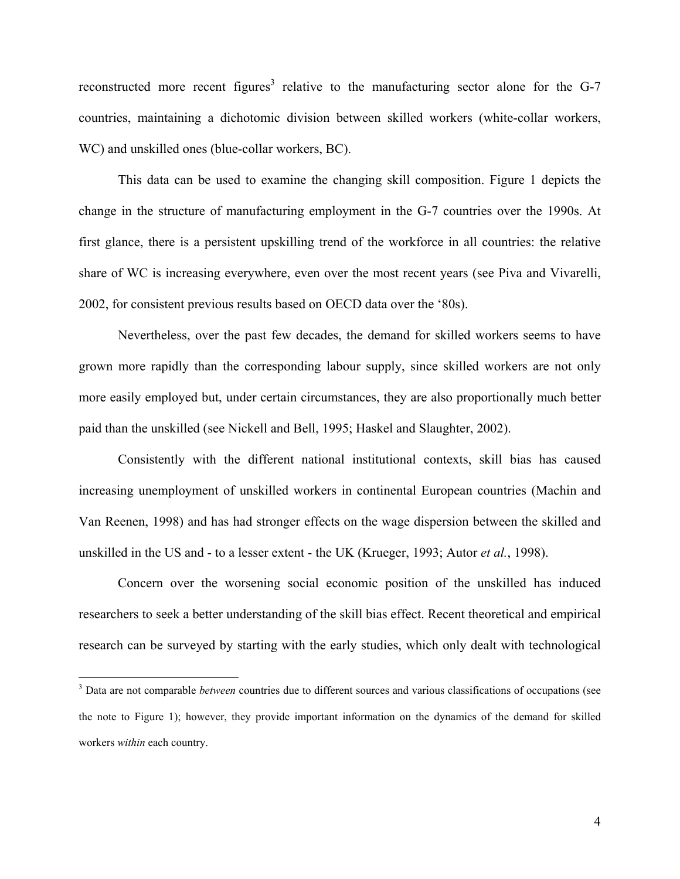reconstructed more recent figures[3] relative to the manufacturing sector alone for the G-7 countries, maintaining a dichotomic division between skilled workers (white-collar workers, WC) and unskilled ones (blue-collar workers, BC).

This data can be used to examine the changing skill composition. Figure 1 depicts the change in the structure of manufacturing employment in the G-7 countries over the 1990s. At first glance, there is a persistent upskilling trend of the workforce in all countries: the relative share of WC is increasing everywhere, even over the most recent years (see Piva and Vivarelli, 2002, for consistent previous results based on OECD data over the '80s).

Nevertheless, over the past few decades, the demand for skilled workers seems to have grown more rapidly than the corresponding labour supply, since skilled workers are not only more easily employed but, under certain circumstances, they are also proportionally much better paid than the unskilled (see Nickell and Bell, 1995; Haskel and Slaughter, 2002).

Consistently with the different national institutional contexts, skill bias has caused increasing unemployment of unskilled workers in continental European countries (Machin and Van Reenen, 1998) and has had stronger effects on the wage dispersion between the skilled and unskilled in the US and - to a lesser extent - the UK (Krueger, 1993; Autor *et al.*, 1998).

Concern over the worsening social economic position of the unskilled has induced researchers to seek a better understanding of the skill bias effect. Recent theoretical and empirical research can be surveyed by starting with the early studies, which only dealt with technological

---

[3] Data are not comparable *between* countries due to different sources and various classifications of occupations (see the note to Figure 1); however, they provide important information on the dynamics of the demand for skilled workers *within* each country.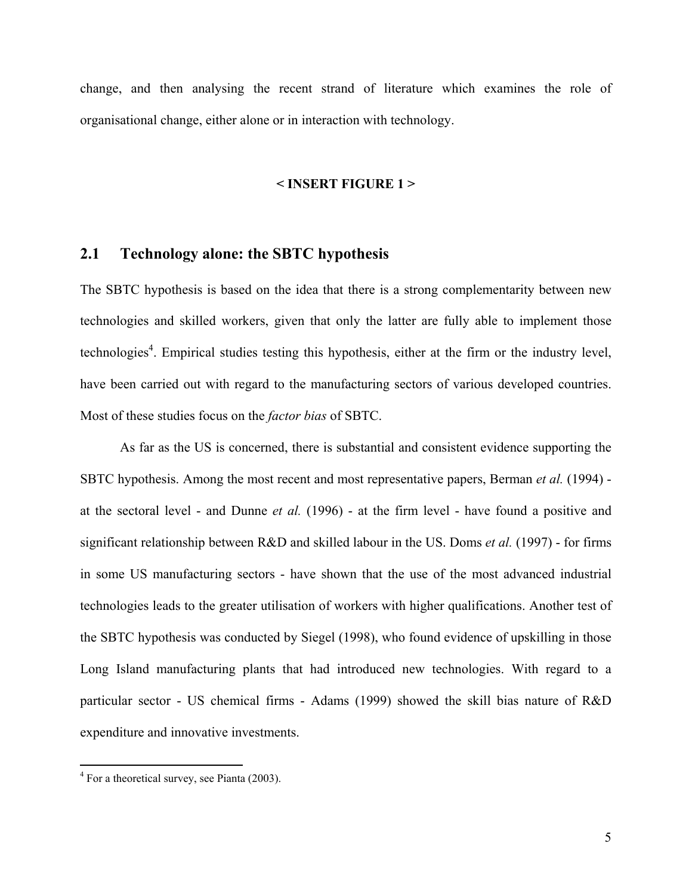change, and then analysing the recent strand of literature which examines the role of organisational change, either alone or in interaction with technology.

**< INSERT FIGURE 1 >**

## 2.1 Technology alone: the SBTC hypothesis

The SBTC hypothesis is based on the idea that there is a strong complementarity between new technologies and skilled workers, given that only the latter are fully able to implement those technologies[4]. Empirical studies testing this hypothesis, either at the firm or the industry level, have been carried out with regard to the manufacturing sectors of various developed countries. Most of these studies focus on the *factor bias* of SBTC.

As far as the US is concerned, there is substantial and consistent evidence supporting the SBTC hypothesis. Among the most recent and most representative papers, Berman *et al.* (1994) - at the sectoral level - and Dunne *et al.* (1996) - at the firm level - have found a positive and significant relationship between R&D and skilled labour in the US. Doms *et al.* (1997) - for firms in some US manufacturing sectors - have shown that the use of the most advanced industrial technologies leads to the greater utilisation of workers with higher qualifications. Another test of the SBTC hypothesis was conducted by Siegel (1998), who found evidence of upskilling in those Long Island manufacturing plants that had introduced new technologies. With regard to a particular sector - US chemical firms - Adams (1999) showed the skill bias nature of R&D expenditure and innovative investments.

[4] For a theoretical survey, see Pianta (2003).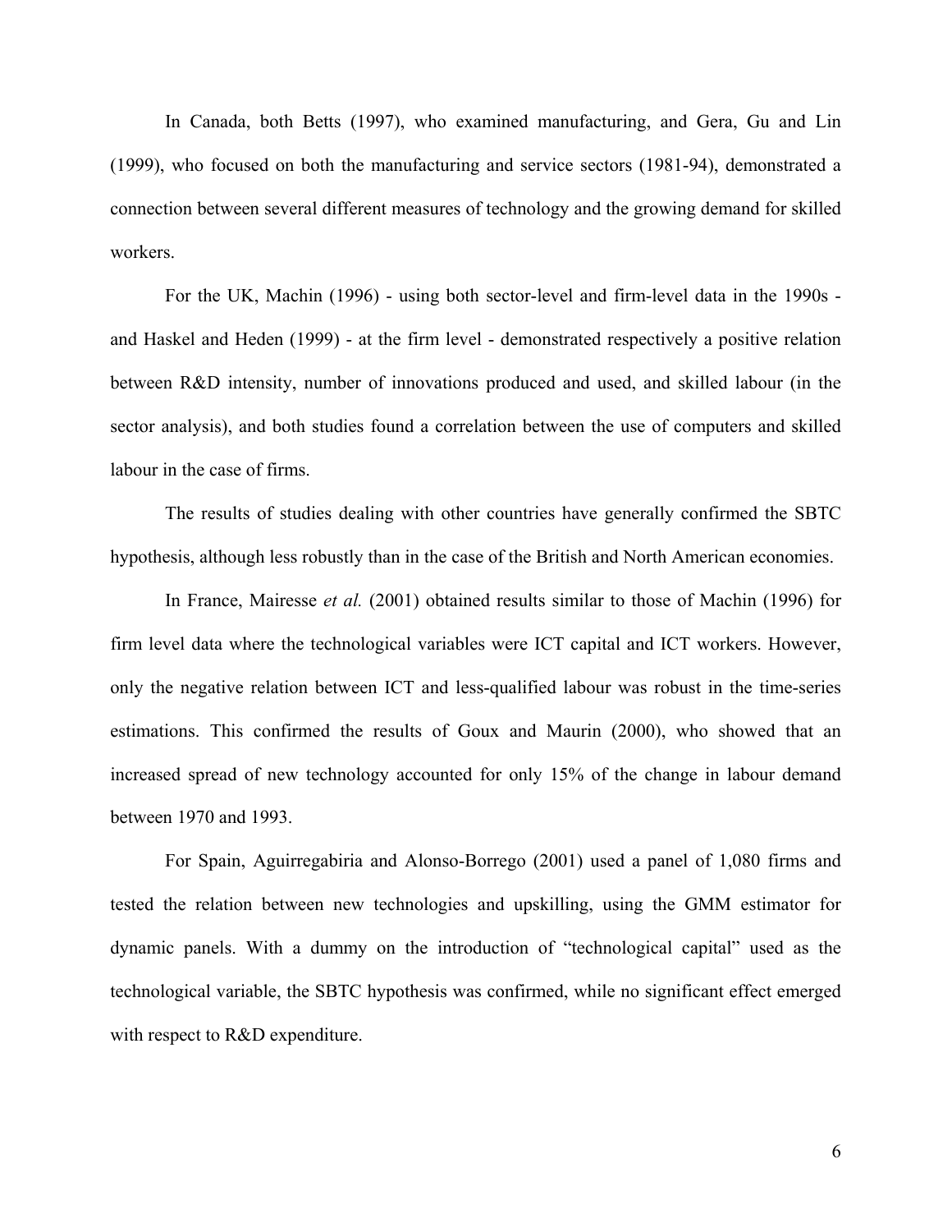In Canada, both Betts (1997), who examined manufacturing, and Gera, Gu and Lin (1999), who focused on both the manufacturing and service sectors (1981-94), demonstrated a connection between several different measures of technology and the growing demand for skilled workers.

For the UK, Machin (1996) - using both sector-level and firm-level data in the 1990s - and Haskel and Heden (1999) - at the firm level - demonstrated respectively a positive relation between R&D intensity, number of innovations produced and used, and skilled labour (in the sector analysis), and both studies found a correlation between the use of computers and skilled labour in the case of firms.

The results of studies dealing with other countries have generally confirmed the SBTC hypothesis, although less robustly than in the case of the British and North American economies.

In France, Mairesse *et al.* (2001) obtained results similar to those of Machin (1996) for firm level data where the technological variables were ICT capital and ICT workers. However, only the negative relation between ICT and less-qualified labour was robust in the time-series estimations. This confirmed the results of Goux and Maurin (2000), who showed that an increased spread of new technology accounted for only 15% of the change in labour demand between 1970 and 1993.

For Spain, Aguirregabiria and Alonso-Borrego (2001) used a panel of 1,080 firms and tested the relation between new technologies and upskilling, using the GMM estimator for dynamic panels. With a dummy on the introduction of "technological capital" used as the technological variable, the SBTC hypothesis was confirmed, while no significant effect emerged with respect to R&D expenditure.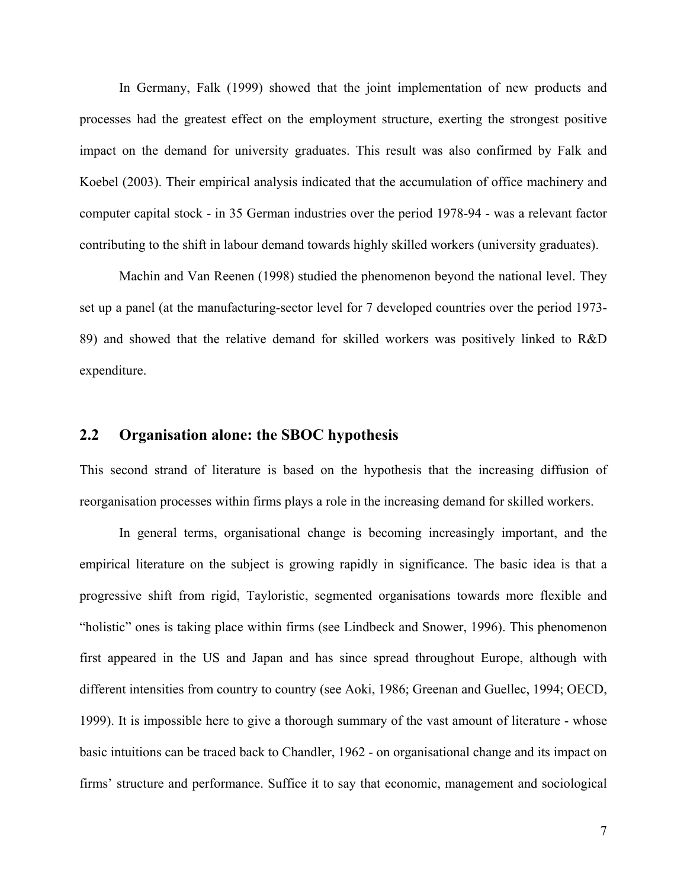In Germany, Falk (1999) showed that the joint implementation of new products and processes had the greatest effect on the employment structure, exerting the strongest positive impact on the demand for university graduates. This result was also confirmed by Falk and Koebel (2003). Their empirical analysis indicated that the accumulation of office machinery and computer capital stock - in 35 German industries over the period 1978-94 - was a relevant factor contributing to the shift in labour demand towards highly skilled workers (university graduates).

Machin and Van Reenen (1998) studied the phenomenon beyond the national level. They set up a panel (at the manufacturing-sector level for 7 developed countries over the period 1973-89) and showed that the relative demand for skilled workers was positively linked to R&D expenditure.

## 2.2 Organisation alone: the SBOC hypothesis

This second strand of literature is based on the hypothesis that the increasing diffusion of reorganisation processes within firms plays a role in the increasing demand for skilled workers.

In general terms, organisational change is becoming increasingly important, and the empirical literature on the subject is growing rapidly in significance. The basic idea is that a progressive shift from rigid, Tayloristic, segmented organisations towards more flexible and "holistic" ones is taking place within firms (see Lindbeck and Snower, 1996). This phenomenon first appeared in the US and Japan and has since spread throughout Europe, although with different intensities from country to country (see Aoki, 1986; Greenan and Guellec, 1994; OECD, 1999). It is impossible here to give a thorough summary of the vast amount of literature - whose basic intuitions can be traced back to Chandler, 1962 - on organisational change and its impact on firms' structure and performance. Suffice it to say that economic, management and sociological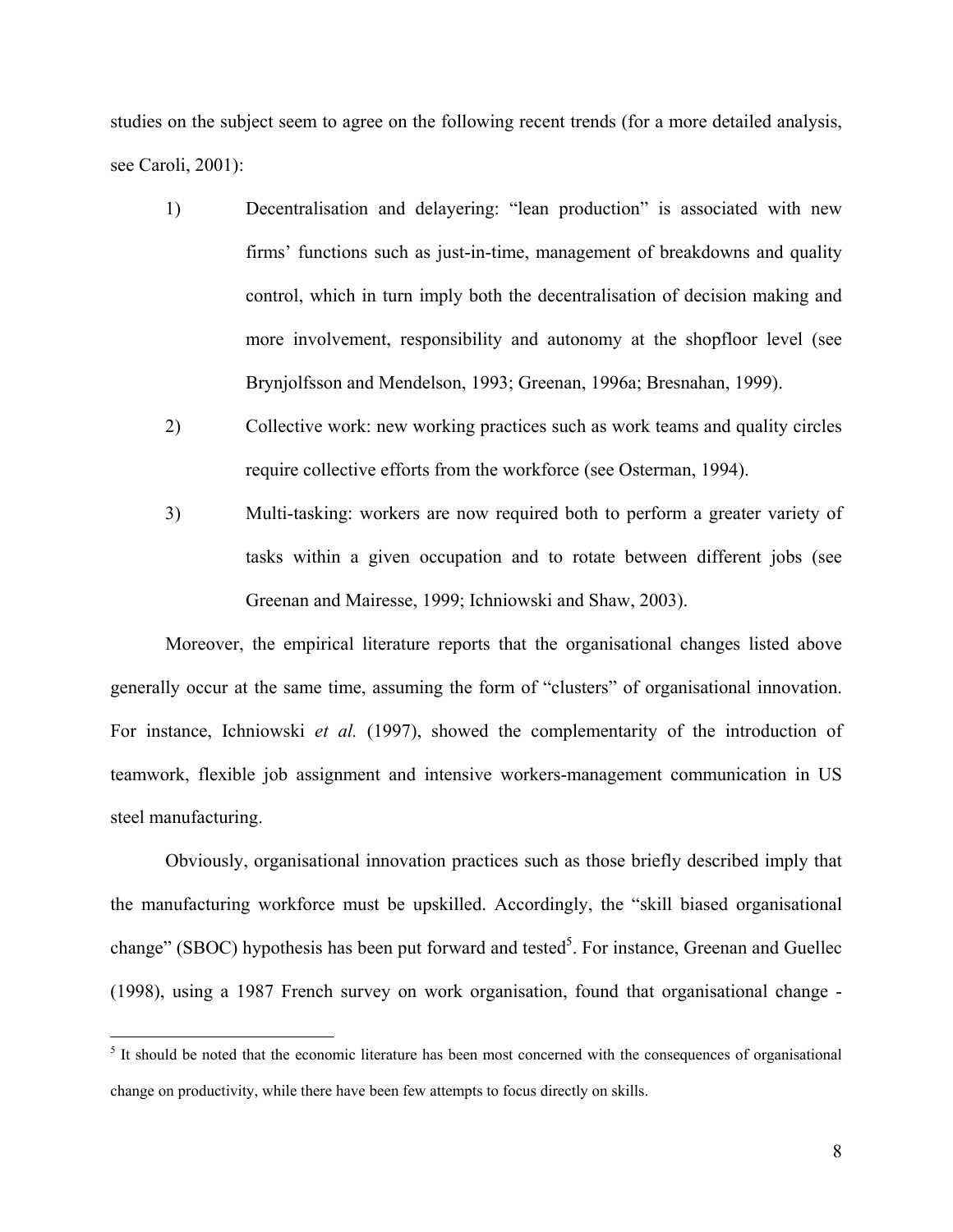studies on the subject seem to agree on the following recent trends (for a more detailed analysis, see Caroli, 2001):

1) Decentralisation and delayering: "lean production" is associated with new firms' functions such as just-in-time, management of breakdowns and quality control, which in turn imply both the decentralisation of decision making and more involvement, responsibility and autonomy at the shopfloor level (see Brynjolfsson and Mendelson, 1993; Greenan, 1996a; Bresnahan, 1999).

2) Collective work: new working practices such as work teams and quality circles require collective efforts from the workforce (see Osterman, 1994).

3) Multi-tasking: workers are now required both to perform a greater variety of tasks within a given occupation and to rotate between different jobs (see Greenan and Mairesse, 1999; Ichniowski and Shaw, 2003).

Moreover, the empirical literature reports that the organisational changes listed above generally occur at the same time, assuming the form of "clusters" of organisational innovation. For instance, Ichniowski *et al.* (1997), showed the complementarity of the introduction of teamwork, flexible job assignment and intensive workers-management communication in US steel manufacturing.

Obviously, organisational innovation practices such as those briefly described imply that the manufacturing workforce must be upskilled. Accordingly, the "skill biased organisational change" (SBOC) hypothesis has been put forward and tested[5]. For instance, Greenan and Guellec (1998), using a 1987 French survey on work organisation, found that organisational change -

[5] It should be noted that the economic literature has been most concerned with the consequences of organisational change on productivity, while there have been few attempts to focus directly on skills.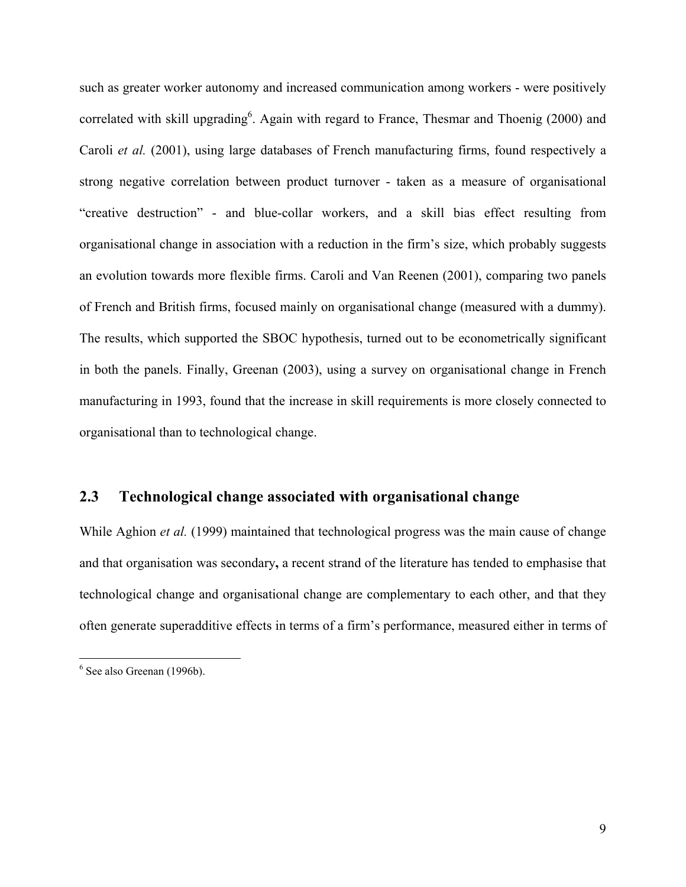such as greater worker autonomy and increased communication among workers - were positively correlated with skill upgrading[6]. Again with regard to France, Thesmar and Thoenig (2000) and Caroli *et al.* (2001), using large databases of French manufacturing firms, found respectively a strong negative correlation between product turnover - taken as a measure of organisational "creative destruction" - and blue-collar workers, and a skill bias effect resulting from organisational change in association with a reduction in the firm's size, which probably suggests an evolution towards more flexible firms. Caroli and Van Reenen (2001), comparing two panels of French and British firms, focused mainly on organisational change (measured with a dummy). The results, which supported the SBOC hypothesis, turned out to be econometrically significant in both the panels. Finally, Greenan (2003), using a survey on organisational change in French manufacturing in 1993, found that the increase in skill requirements is more closely connected to organisational than to technological change.

## 2.3 Technological change associated with organisational change

While Aghion *et al.* (1999) maintained that technological progress was the main cause of change and that organisation was secondary**,** a recent strand of the literature has tended to emphasise that technological change and organisational change are complementary to each other, and that they often generate superadditive effects in terms of a firm's performance, measured either in terms of

[6] See also Greenan (1996b).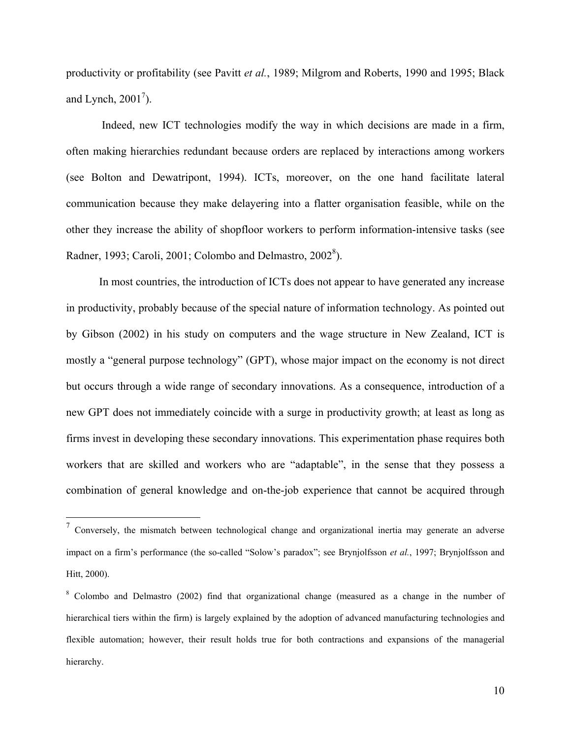productivity or profitability (see Pavitt *et al.*, 1989; Milgrom and Roberts, 1990 and 1995; Black and Lynch, 2001[7]).

Indeed, new ICT technologies modify the way in which decisions are made in a firm, often making hierarchies redundant because orders are replaced by interactions among workers (see Bolton and Dewatripont, 1994). ICTs, moreover, on the one hand facilitate lateral communication because they make delayering into a flatter organisation feasible, while on the other they increase the ability of shopfloor workers to perform information-intensive tasks (see Radner, 1993; Caroli, 2001; Colombo and Delmastro, 2002[8]).

In most countries, the introduction of ICTs does not appear to have generated any increase in productivity, probably because of the special nature of information technology. As pointed out by Gibson (2002) in his study on computers and the wage structure in New Zealand, ICT is mostly a "general purpose technology" (GPT), whose major impact on the economy is not direct but occurs through a wide range of secondary innovations. As a consequence, introduction of a new GPT does not immediately coincide with a surge in productivity growth; at least as long as firms invest in developing these secondary innovations. This experimentation phase requires both workers that are skilled and workers who are "adaptable", in the sense that they possess a combination of general knowledge and on-the-job experience that cannot be acquired through

---

[7] Conversely, the mismatch between technological change and organizational inertia may generate an adverse impact on a firm's performance (the so-called "Solow's paradox"; see Brynjolfsson *et al.*, 1997; Brynjolfsson and Hitt, 2000).

[8] Colombo and Delmastro (2002) find that organizational change (measured as a change in the number of hierarchical tiers within the firm) is largely explained by the adoption of advanced manufacturing technologies and flexible automation; however, their result holds true for both contractions and expansions of the managerial hierarchy.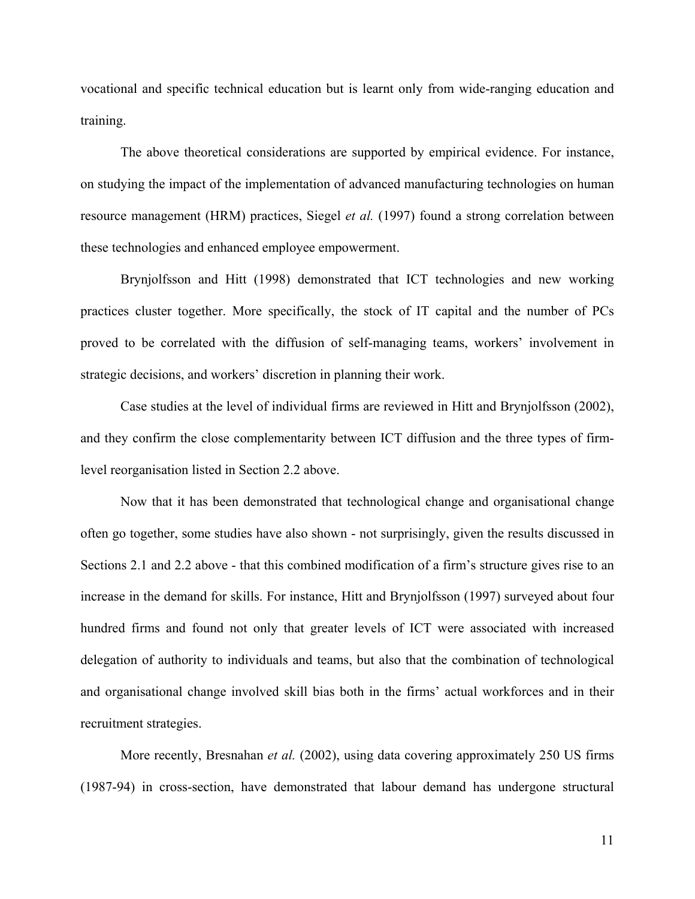vocational and specific technical education but is learnt only from wide-ranging education and training.

The above theoretical considerations are supported by empirical evidence. For instance, on studying the impact of the implementation of advanced manufacturing technologies on human resource management (HRM) practices, Siegel *et al.* (1997) found a strong correlation between these technologies and enhanced employee empowerment.

Brynjolfsson and Hitt (1998) demonstrated that ICT technologies and new working practices cluster together. More specifically, the stock of IT capital and the number of PCs proved to be correlated with the diffusion of self-managing teams, workers' involvement in strategic decisions, and workers' discretion in planning their work.

Case studies at the level of individual firms are reviewed in Hitt and Brynjolfsson (2002), and they confirm the close complementarity between ICT diffusion and the three types of firm-level reorganisation listed in Section 2.2 above.

Now that it has been demonstrated that technological change and organisational change often go together, some studies have also shown - not surprisingly, given the results discussed in Sections 2.1 and 2.2 above - that this combined modification of a firm's structure gives rise to an increase in the demand for skills. For instance, Hitt and Brynjolfsson (1997) surveyed about four hundred firms and found not only that greater levels of ICT were associated with increased delegation of authority to individuals and teams, but also that the combination of technological and organisational change involved skill bias both in the firms' actual workforces and in their recruitment strategies.

More recently, Bresnahan *et al.* (2002), using data covering approximately 250 US firms (1987-94) in cross-section, have demonstrated that labour demand has undergone structural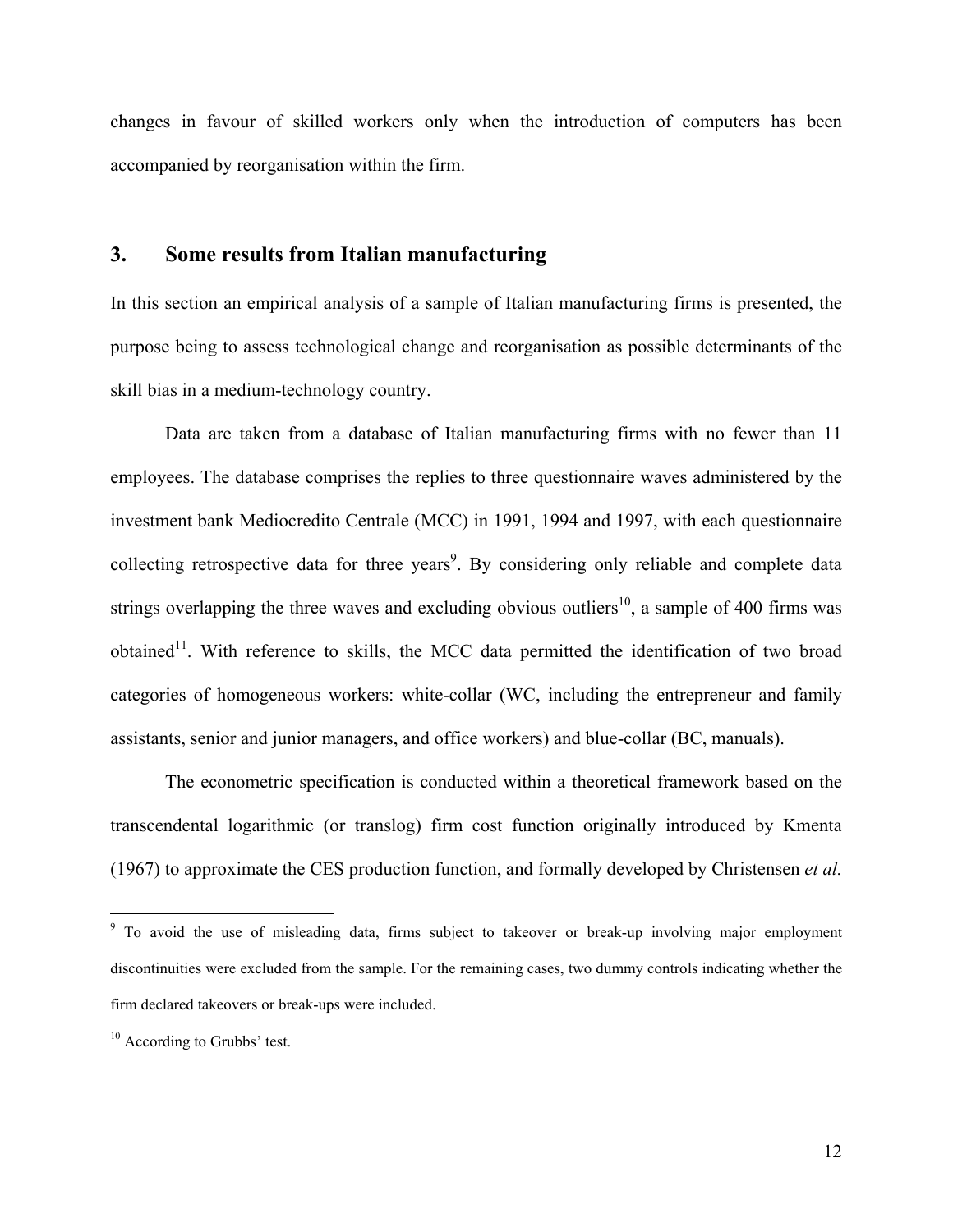changes in favour of skilled workers only when the introduction of computers has been accompanied by reorganisation within the firm.

## 3. Some results from Italian manufacturing

In this section an empirical analysis of a sample of Italian manufacturing firms is presented, the purpose being to assess technological change and reorganisation as possible determinants of the skill bias in a medium-technology country.

Data are taken from a database of Italian manufacturing firms with no fewer than 11 employees. The database comprises the replies to three questionnaire waves administered by the investment bank Mediocredito Centrale (MCC) in 1991, 1994 and 1997, with each questionnaire collecting retrospective data for three years[9]. By considering only reliable and complete data strings overlapping the three waves and excluding obvious outliers[10], a sample of 400 firms was obtained[11]. With reference to skills, the MCC data permitted the identification of two broad categories of homogeneous workers: white-collar (WC, including the entrepreneur and family assistants, senior and junior managers, and office workers) and blue-collar (BC, manuals).

The econometric specification is conducted within a theoretical framework based on the transcendental logarithmic (or translog) firm cost function originally introduced by Kmenta (1967) to approximate the CES production function, and formally developed by Christensen *et al.*

---

[9] To avoid the use of misleading data, firms subject to takeover or break-up involving major employment discontinuities were excluded from the sample. For the remaining cases, two dummy controls indicating whether the firm declared takeovers or break-ups were included.

[10] According to Grubbs' test.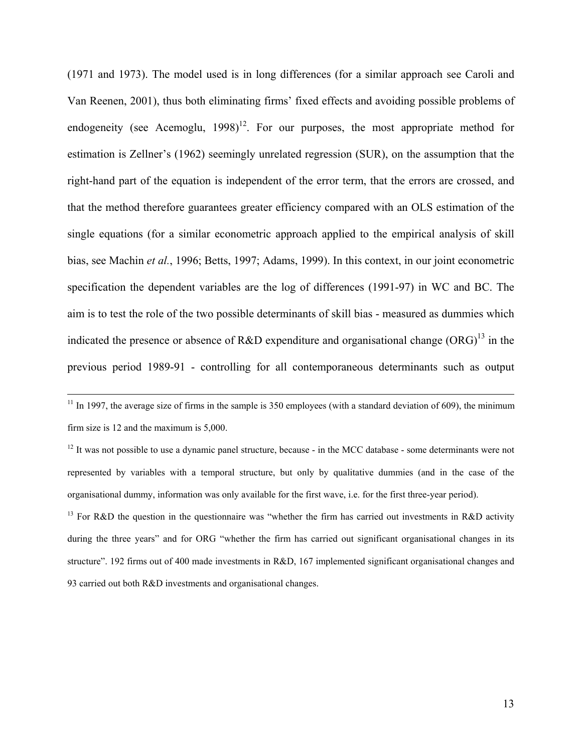(1971 and 1973). The model used is in long differences (for a similar approach see Caroli and Van Reenen, 2001), thus both eliminating firms' fixed effects and avoiding possible problems of endogeneity (see Acemoglu, 1998)[12]. For our purposes, the most appropriate method for estimation is Zellner's (1962) seemingly unrelated regression (SUR), on the assumption that the right-hand part of the equation is independent of the error term, that the errors are crossed, and that the method therefore guarantees greater efficiency compared with an OLS estimation of the single equations (for a similar econometric approach applied to the empirical analysis of skill bias, see Machin *et al.*, 1996; Betts, 1997; Adams, 1999). In this context, in our joint econometric specification the dependent variables are the log of differences (1991-97) in WC and BC. The aim is to test the role of the two possible determinants of skill bias - measured as dummies which indicated the presence or absence of R&D expenditure and organisational change (ORG)[13] in the previous period 1989-91 - controlling for all contemporaneous determinants such as output

---

[11] In 1997, the average size of firms in the sample is 350 employees (with a standard deviation of 609), the minimum firm size is 12 and the maximum is 5,000.

[12] It was not possible to use a dynamic panel structure, because - in the MCC database - some determinants were not represented by variables with a temporal structure, but only by qualitative dummies (and in the case of the organisational dummy, information was only available for the first wave, i.e. for the first three-year period).

[13] For R&D the question in the questionnaire was "whether the firm has carried out investments in R&D activity during the three years" and for ORG "whether the firm has carried out significant organisational changes in its structure". 192 firms out of 400 made investments in R&D, 167 implemented significant organisational changes and 93 carried out both R&D investments and organisational changes.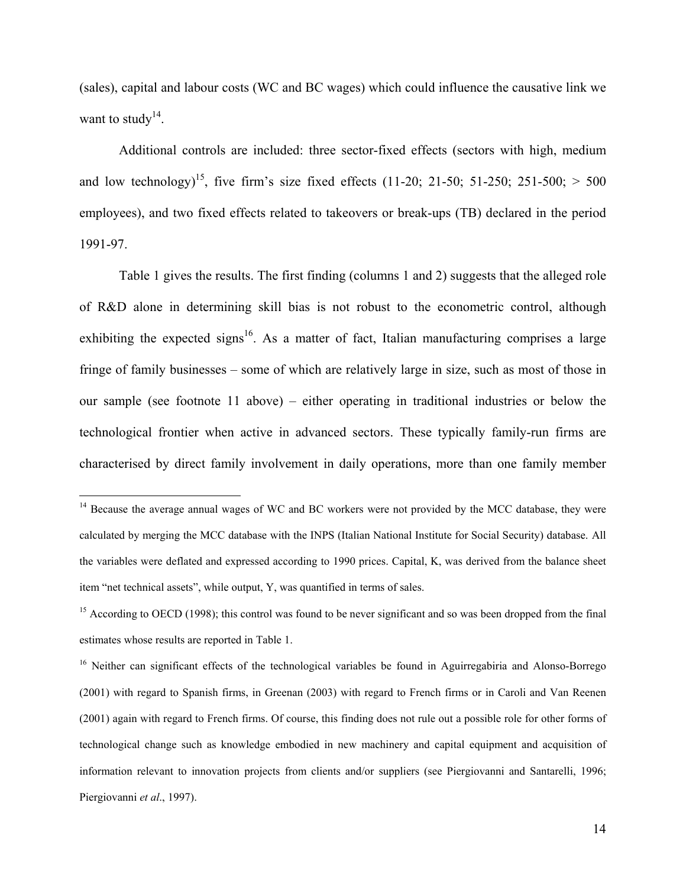(sales), capital and labour costs (WC and BC wages) which could influence the causative link we want to study[14].

Additional controls are included: three sector-fixed effects (sectors with high, medium and low technology)[15], five firm's size fixed effects (11-20; 21-50; 51-250; 251-500; > 500 employees), and two fixed effects related to takeovers or break-ups (TB) declared in the period 1991-97.

Table 1 gives the results. The first finding (columns 1 and 2) suggests that the alleged role of R&D alone in determining skill bias is not robust to the econometric control, although exhibiting the expected signs[16]. As a matter of fact, Italian manufacturing comprises a large fringe of family businesses – some of which are relatively large in size, such as most of those in our sample (see footnote 11 above) – either operating in traditional industries or below the technological frontier when active in advanced sectors. These typically family-run firms are characterised by direct family involvement in daily operations, more than one family member

---

[14] Because the average annual wages of WC and BC workers were not provided by the MCC database, they were calculated by merging the MCC database with the INPS (Italian National Institute for Social Security) database. All the variables were deflated and expressed according to 1990 prices. Capital, K, was derived from the balance sheet item "net technical assets", while output, Y, was quantified in terms of sales.

[15] According to OECD (1998); this control was found to be never significant and so was been dropped from the final estimates whose results are reported in Table 1.

[16] Neither can significant effects of the technological variables be found in Aguirregabiria and Alonso-Borrego (2001) with regard to Spanish firms, in Greenan (2003) with regard to French firms or in Caroli and Van Reenen (2001) again with regard to French firms. Of course, this finding does not rule out a possible role for other forms of technological change such as knowledge embodied in new machinery and capital equipment and acquisition of information relevant to innovation projects from clients and/or suppliers (see Piergiovanni and Santarelli, 1996; Piergiovanni *et al*., 1997).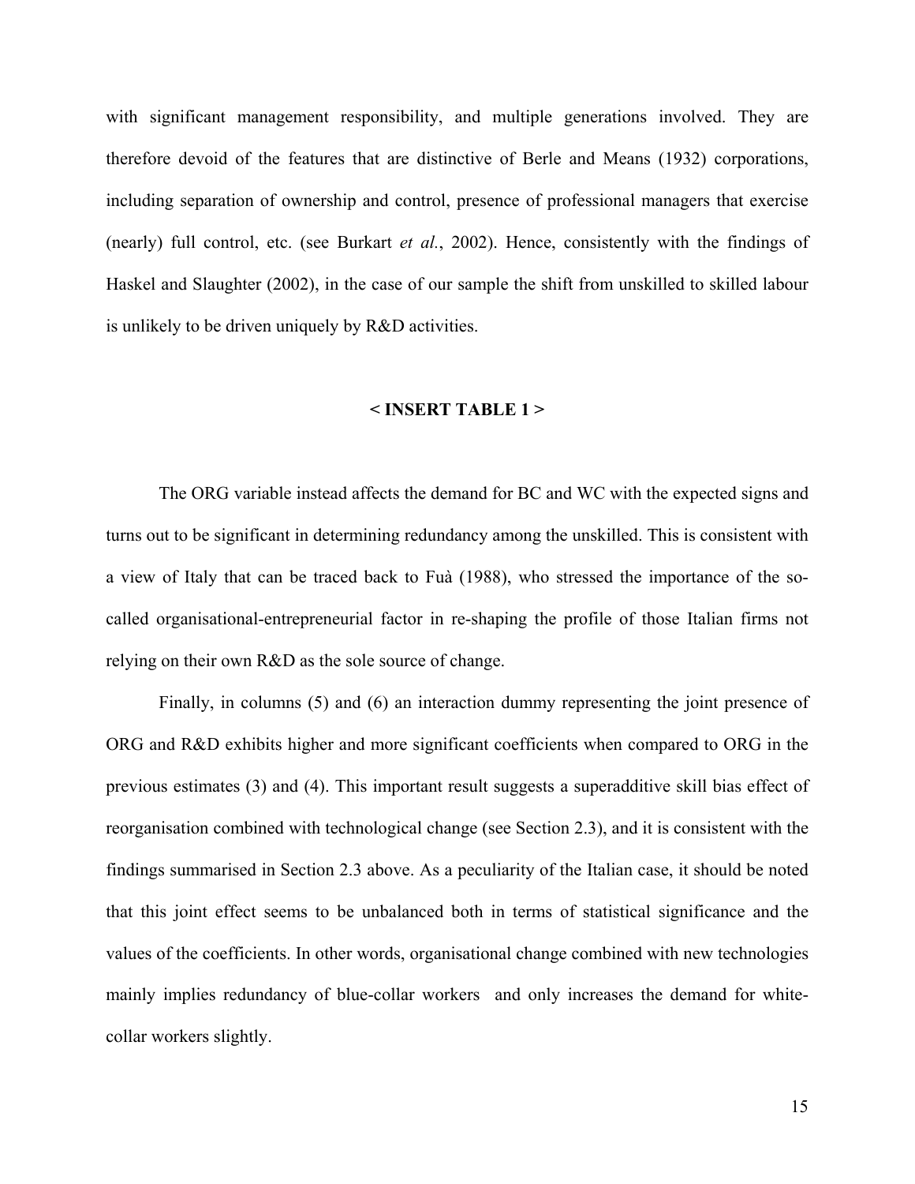with significant management responsibility, and multiple generations involved. They are therefore devoid of the features that are distinctive of Berle and Means (1932) corporations, including separation of ownership and control, presence of professional managers that exercise (nearly) full control, etc. (see Burkart *et al.*, 2002). Hence, consistently with the findings of Haskel and Slaughter (2002), in the case of our sample the shift from unskilled to skilled labour is unlikely to be driven uniquely by R&D activities.

**< INSERT TABLE 1 >**

The ORG variable instead affects the demand for BC and WC with the expected signs and turns out to be significant in determining redundancy among the unskilled. This is consistent with a view of Italy that can be traced back to Fuà (1988), who stressed the importance of the so-called organisational-entrepreneurial factor in re-shaping the profile of those Italian firms not relying on their own R&D as the sole source of change.

Finally, in columns (5) and (6) an interaction dummy representing the joint presence of ORG and R&D exhibits higher and more significant coefficients when compared to ORG in the previous estimates (3) and (4). This important result suggests a superadditive skill bias effect of reorganisation combined with technological change (see Section 2.3), and it is consistent with the findings summarised in Section 2.3 above. As a peculiarity of the Italian case, it should be noted that this joint effect seems to be unbalanced both in terms of statistical significance and the values of the coefficients. In other words, organisational change combined with new technologies mainly implies redundancy of blue-collar workers and only increases the demand for white-collar workers slightly.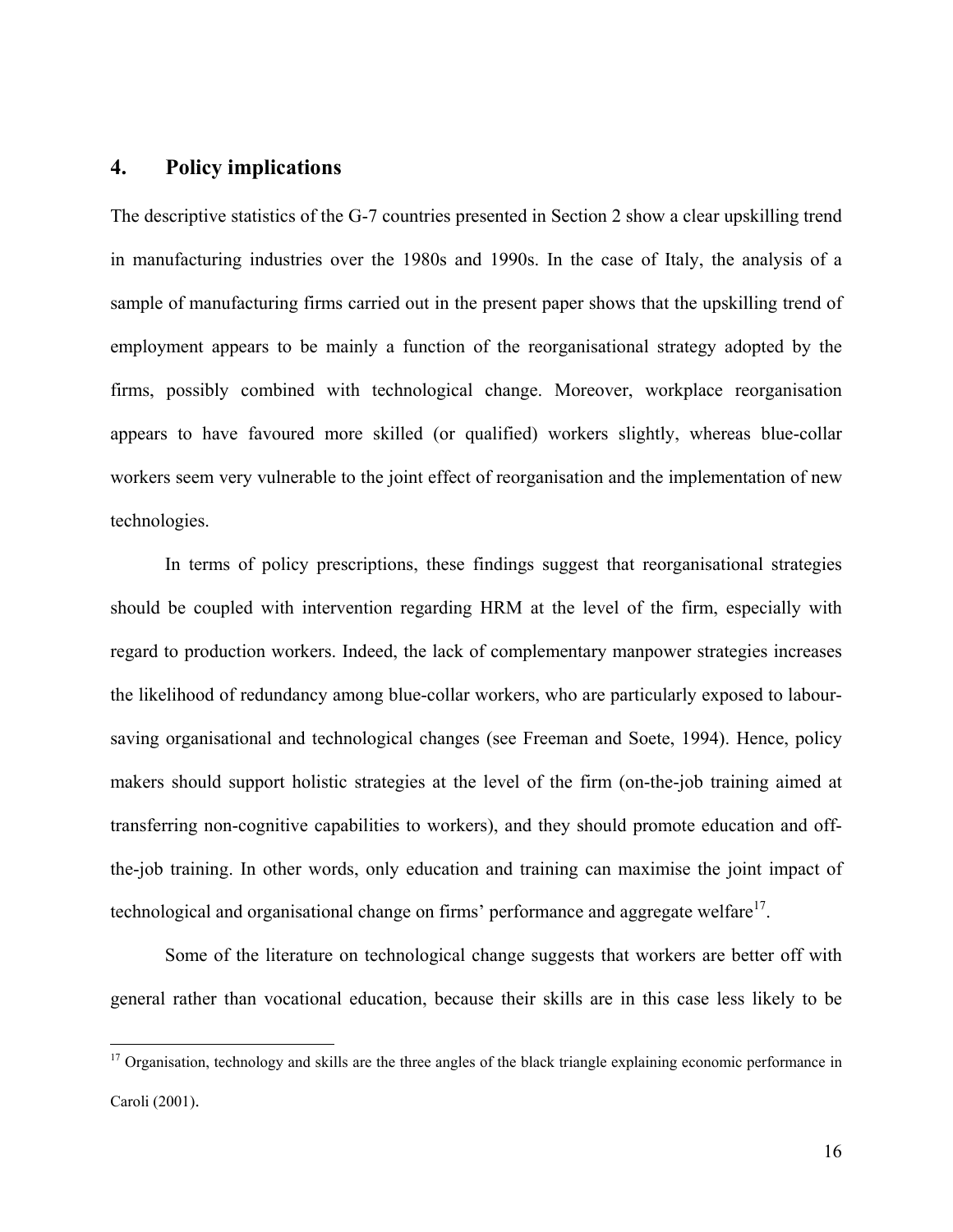## 4. Policy implications

The descriptive statistics of the G-7 countries presented in Section 2 show a clear upskilling trend in manufacturing industries over the 1980s and 1990s. In the case of Italy, the analysis of a sample of manufacturing firms carried out in the present paper shows that the upskilling trend of employment appears to be mainly a function of the reorganisational strategy adopted by the firms, possibly combined with technological change. Moreover, workplace reorganisation appears to have favoured more skilled (or qualified) workers slightly, whereas blue-collar workers seem very vulnerable to the joint effect of reorganisation and the implementation of new technologies.

In terms of policy prescriptions, these findings suggest that reorganisational strategies should be coupled with intervention regarding HRM at the level of the firm, especially with regard to production workers. Indeed, the lack of complementary manpower strategies increases the likelihood of redundancy among blue-collar workers, who are particularly exposed to labour-saving organisational and technological changes (see Freeman and Soete, 1994). Hence, policy makers should support holistic strategies at the level of the firm (on-the-job training aimed at transferring non-cognitive capabilities to workers), and they should promote education and off-the-job training. In other words, only education and training can maximise the joint impact of technological and organisational change on firms' performance and aggregate welfare[17].

Some of the literature on technological change suggests that workers are better off with general rather than vocational education, because their skills are in this case less likely to be

[17] Organisation, technology and skills are the three angles of the black triangle explaining economic performance in Caroli (2001).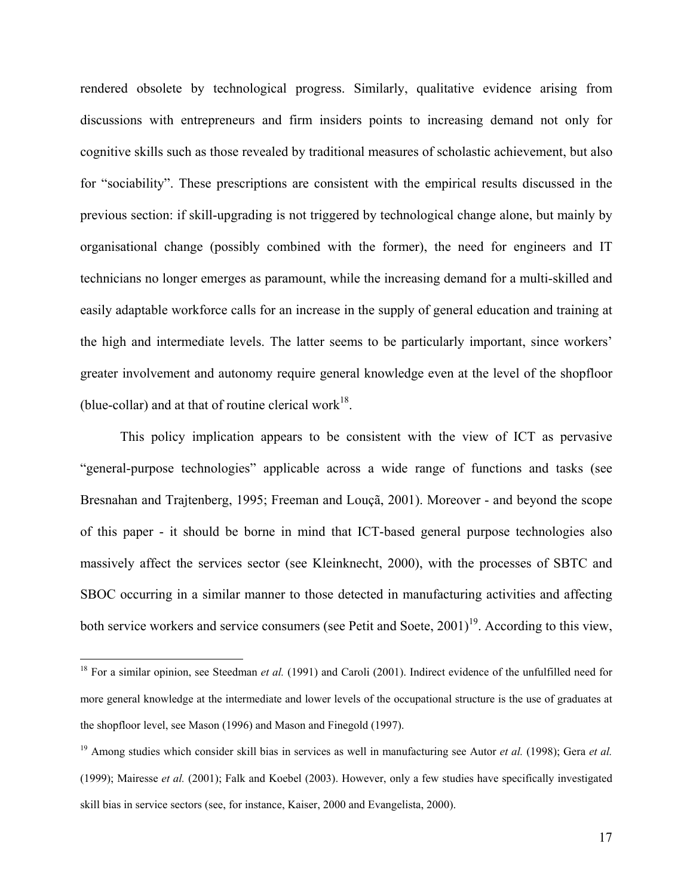rendered obsolete by technological progress. Similarly, qualitative evidence arising from discussions with entrepreneurs and firm insiders points to increasing demand not only for cognitive skills such as those revealed by traditional measures of scholastic achievement, but also for "sociability". These prescriptions are consistent with the empirical results discussed in the previous section: if skill-upgrading is not triggered by technological change alone, but mainly by organisational change (possibly combined with the former), the need for engineers and IT technicians no longer emerges as paramount, while the increasing demand for a multi-skilled and easily adaptable workforce calls for an increase in the supply of general education and training at the high and intermediate levels. The latter seems to be particularly important, since workers' greater involvement and autonomy require general knowledge even at the level of the shopfloor (blue-collar) and at that of routine clerical work[18].

This policy implication appears to be consistent with the view of ICT as pervasive "general-purpose technologies" applicable across a wide range of functions and tasks (see Bresnahan and Trajtenberg, 1995; Freeman and Louçã, 2001). Moreover - and beyond the scope of this paper - it should be borne in mind that ICT-based general purpose technologies also massively affect the services sector (see Kleinknecht, 2000), with the processes of SBTC and SBOC occurring in a similar manner to those detected in manufacturing activities and affecting both service workers and service consumers (see Petit and Soete, 2001)[19]. According to this view,

---

[18] For a similar opinion, see Steedman *et al.* (1991) and Caroli (2001). Indirect evidence of the unfulfilled need for more general knowledge at the intermediate and lower levels of the occupational structure is the use of graduates at the shopfloor level, see Mason (1996) and Mason and Finegold (1997).

[19] Among studies which consider skill bias in services as well in manufacturing see Autor *et al.* (1998); Gera *et al.* (1999); Mairesse *et al.* (2001); Falk and Koebel (2003). However, only a few studies have specifically investigated skill bias in service sectors (see, for instance, Kaiser, 2000 and Evangelista, 2000).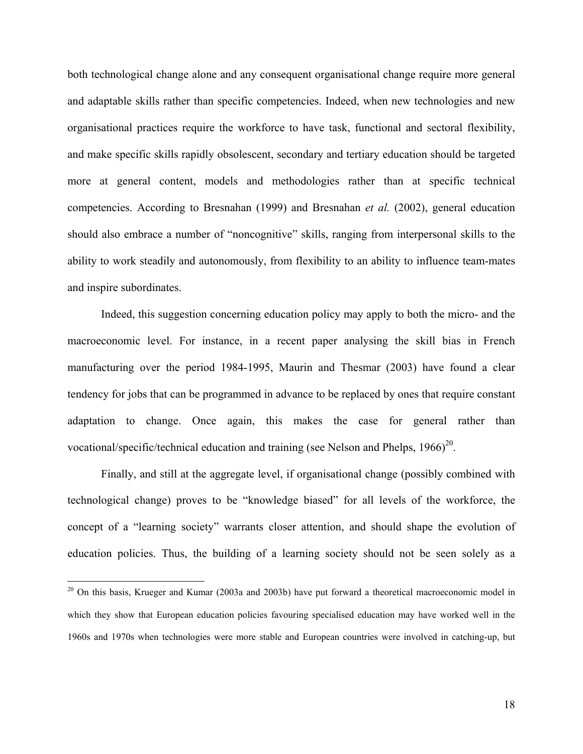both technological change alone and any consequent organisational change require more general and adaptable skills rather than specific competencies. Indeed, when new technologies and new organisational practices require the workforce to have task, functional and sectoral flexibility, and make specific skills rapidly obsolescent, secondary and tertiary education should be targeted more at general content, models and methodologies rather than at specific technical competencies. According to Bresnahan (1999) and Bresnahan *et al.* (2002), general education should also embrace a number of "noncognitive" skills, ranging from interpersonal skills to the ability to work steadily and autonomously, from flexibility to an ability to influence team-mates and inspire subordinates.

Indeed, this suggestion concerning education policy may apply to both the micro- and the macroeconomic level. For instance, in a recent paper analysing the skill bias in French manufacturing over the period 1984-1995, Maurin and Thesmar (2003) have found a clear tendency for jobs that can be programmed in advance to be replaced by ones that require constant adaptation to change. Once again, this makes the case for general rather than vocational/specific/technical education and training (see Nelson and Phelps, 1966)[20].

Finally, and still at the aggregate level, if organisational change (possibly combined with technological change) proves to be "knowledge biased" for all levels of the workforce, the concept of a "learning society" warrants closer attention, and should shape the evolution of education policies. Thus, the building of a learning society should not be seen solely as a

---

[20] On this basis, Krueger and Kumar (2003a and 2003b) have put forward a theoretical macroeconomic model in which they show that European education policies favouring specialised education may have worked well in the 1960s and 1970s when technologies were more stable and European countries were involved in catching-up, but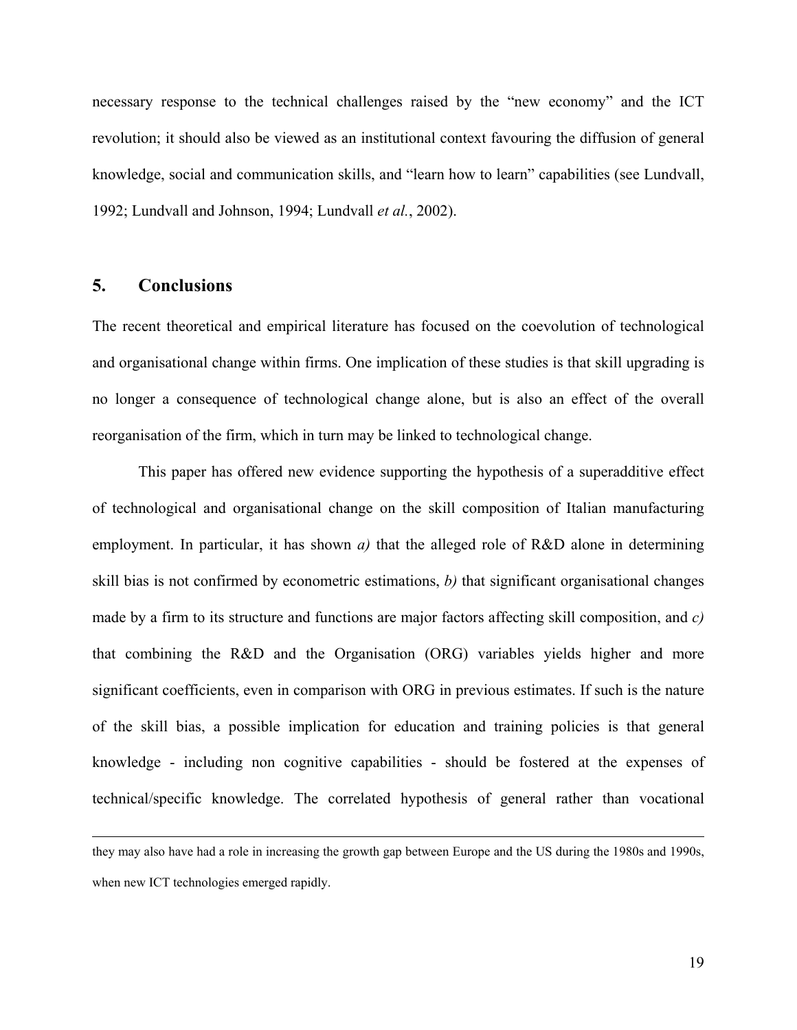necessary response to the technical challenges raised by the "new economy" and the ICT revolution; it should also be viewed as an institutional context favouring the diffusion of general knowledge, social and communication skills, and "learn how to learn" capabilities (see Lundvall, 1992; Lundvall and Johnson, 1994; Lundvall *et al.*, 2002).

## 5. Conclusions

The recent theoretical and empirical literature has focused on the coevolution of technological and organisational change within firms. One implication of these studies is that skill upgrading is no longer a consequence of technological change alone, but is also an effect of the overall reorganisation of the firm, which in turn may be linked to technological change.

This paper has offered new evidence supporting the hypothesis of a superadditive effect of technological and organisational change on the skill composition of Italian manufacturing employment. In particular, it has shown *a)* that the alleged role of R&D alone in determining skill bias is not confirmed by econometric estimations, *b)* that significant organisational changes made by a firm to its structure and functions are major factors affecting skill composition, and *c)* that combining the R&D and the Organisation (ORG) variables yields higher and more significant coefficients, even in comparison with ORG in previous estimates. If such is the nature of the skill bias, a possible implication for education and training policies is that general knowledge - including non cognitive capabilities - should be fostered at the expenses of technical/specific knowledge. The correlated hypothesis of general rather than vocational

---

they may also have had a role in increasing the growth gap between Europe and the US during the 1980s and 1990s, when new ICT technologies emerged rapidly.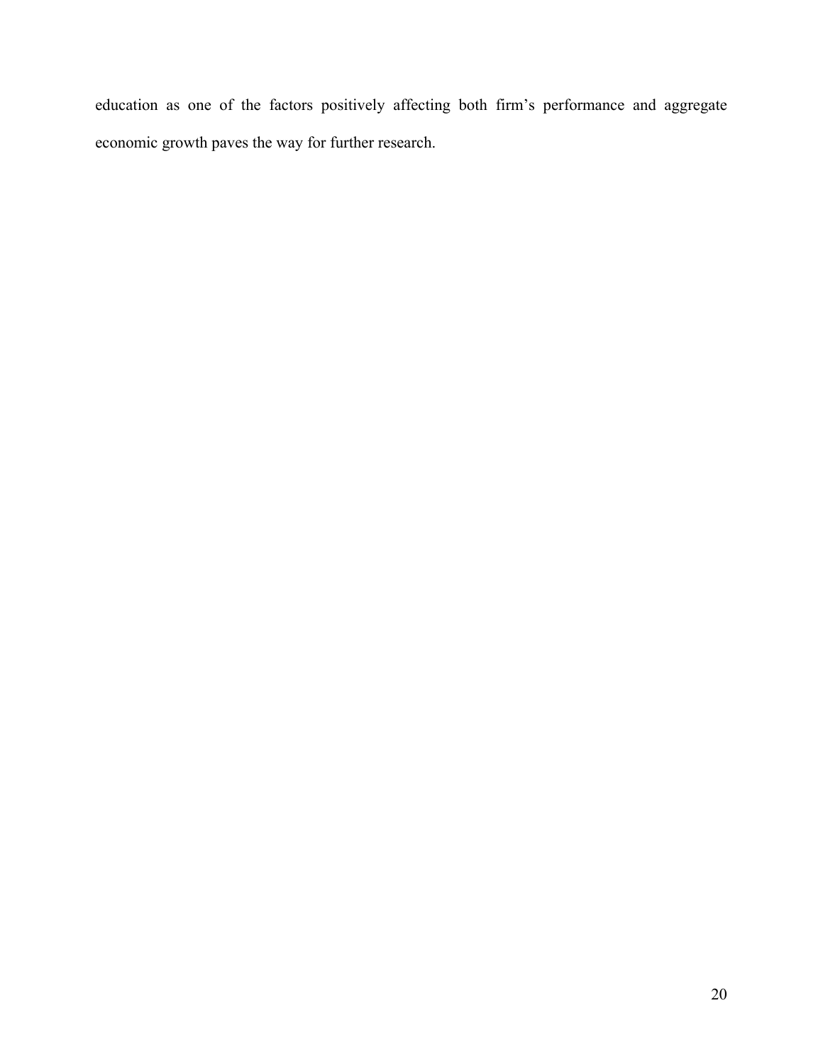education as one of the factors positively affecting both firm's performance and aggregate economic growth paves the way for further research.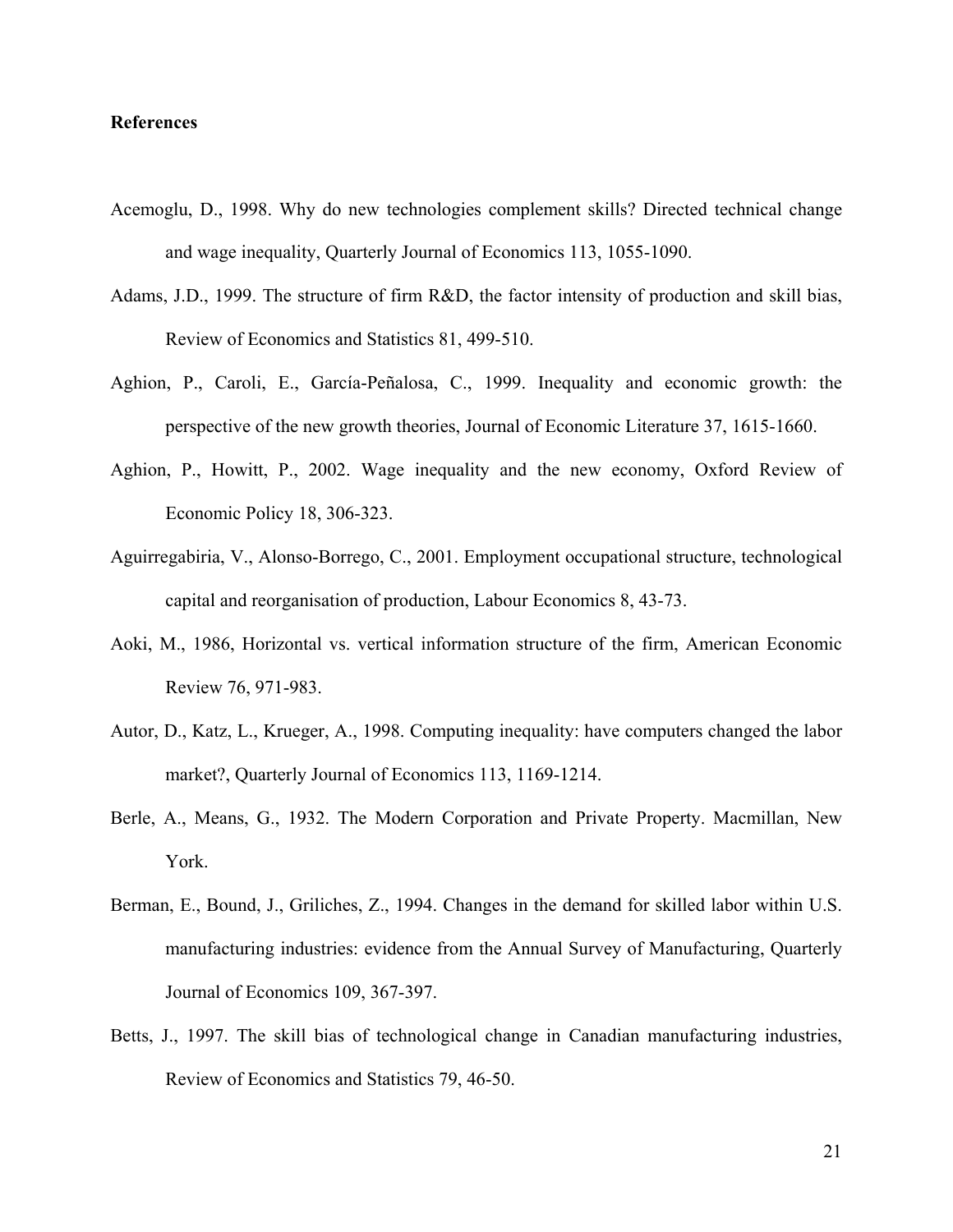**References**

Acemoglu, D., 1998. Why do new technologies complement skills? Directed technical change and wage inequality, Quarterly Journal of Economics 113, 1055-1090.

Adams, J.D., 1999. The structure of firm R&D, the factor intensity of production and skill bias, Review of Economics and Statistics 81, 499-510.

Aghion, P., Caroli, E., García-Peñalosa, C., 1999. Inequality and economic growth: the perspective of the new growth theories, Journal of Economic Literature 37, 1615-1660.

Aghion, P., Howitt, P., 2002. Wage inequality and the new economy, Oxford Review of Economic Policy 18, 306-323.

Aguirregabiria, V., Alonso-Borrego, C., 2001. Employment occupational structure, technological capital and reorganisation of production, Labour Economics 8, 43-73.

Aoki, M., 1986, Horizontal vs. vertical information structure of the firm, American Economic Review 76, 971-983.

Autor, D., Katz, L., Krueger, A., 1998. Computing inequality: have computers changed the labor market?, Quarterly Journal of Economics 113, 1169-1214.

Berle, A., Means, G., 1932. The Modern Corporation and Private Property. Macmillan, New York.

Berman, E., Bound, J., Griliches, Z., 1994. Changes in the demand for skilled labor within U.S. manufacturing industries: evidence from the Annual Survey of Manufacturing, Quarterly Journal of Economics 109, 367-397.

Betts, J., 1997. The skill bias of technological change in Canadian manufacturing industries, Review of Economics and Statistics 79, 46-50.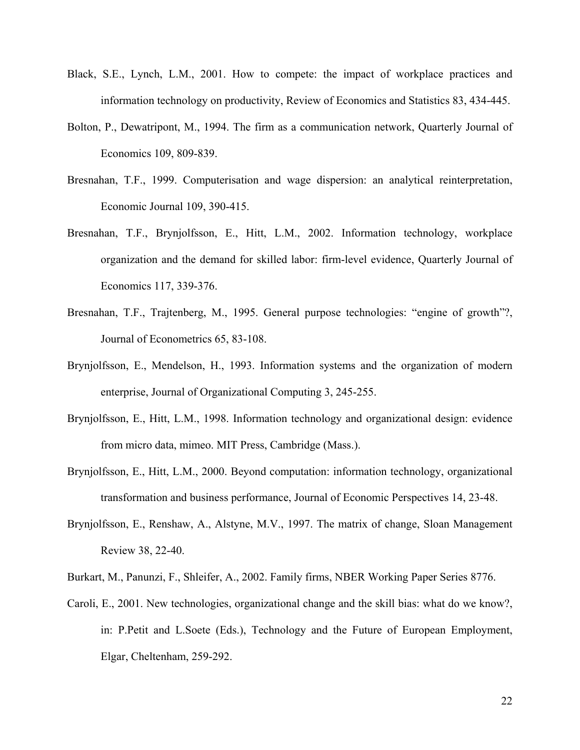Black, S.E., Lynch, L.M., 2001. How to compete: the impact of workplace practices and information technology on productivity, Review of Economics and Statistics 83, 434-445.

Bolton, P., Dewatripont, M., 1994. The firm as a communication network, Quarterly Journal of Economics 109, 809-839.

Bresnahan, T.F., 1999. Computerisation and wage dispersion: an analytical reinterpretation, Economic Journal 109, 390-415.

Bresnahan, T.F., Brynjolfsson, E., Hitt, L.M., 2002. Information technology, workplace organization and the demand for skilled labor: firm-level evidence, Quarterly Journal of Economics 117, 339-376.

Bresnahan, T.F., Trajtenberg, M., 1995. General purpose technologies: "engine of growth"?, Journal of Econometrics 65, 83-108.

Brynjolfsson, E., Mendelson, H., 1993. Information systems and the organization of modern enterprise, Journal of Organizational Computing 3, 245-255.

Brynjolfsson, E., Hitt, L.M., 1998. Information technology and organizational design: evidence from micro data, mimeo. MIT Press, Cambridge (Mass.).

Brynjolfsson, E., Hitt, L.M., 2000. Beyond computation: information technology, organizational transformation and business performance, Journal of Economic Perspectives 14, 23-48.

Brynjolfsson, E., Renshaw, A., Alstyne, M.V., 1997. The matrix of change, Sloan Management Review 38, 22-40.

Burkart, M., Panunzi, F., Shleifer, A., 2002. Family firms, NBER Working Paper Series 8776.

Caroli, E., 2001. New technologies, organizational change and the skill bias: what do we know?, in: P.Petit and L.Soete (Eds.), Technology and the Future of European Employment, Elgar, Cheltenham, 259-292.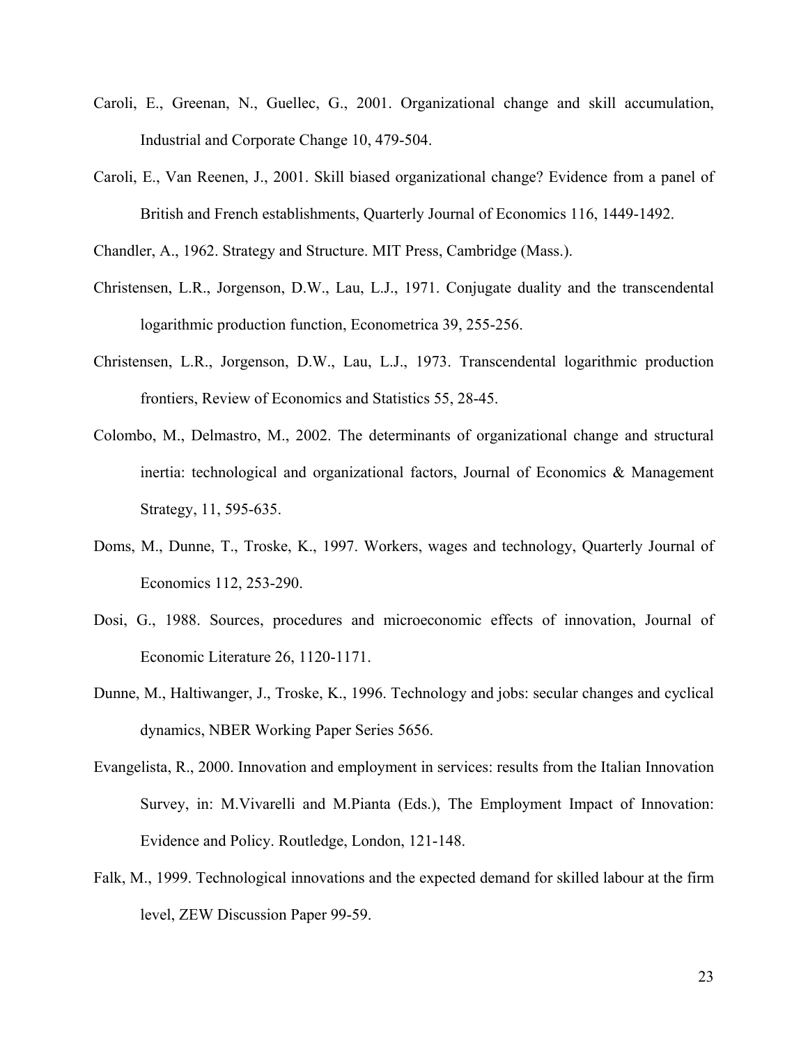Caroli, E., Greenan, N., Guellec, G., 2001. Organizational change and skill accumulation, Industrial and Corporate Change 10, 479-504.

Caroli, E., Van Reenen, J., 2001. Skill biased organizational change? Evidence from a panel of British and French establishments, Quarterly Journal of Economics 116, 1449-1492.

Chandler, A., 1962. Strategy and Structure. MIT Press, Cambridge (Mass.).

Christensen, L.R., Jorgenson, D.W., Lau, L.J., 1971. Conjugate duality and the transcendental logarithmic production function, Econometrica 39, 255-256.

Christensen, L.R., Jorgenson, D.W., Lau, L.J., 1973. Transcendental logarithmic production frontiers, Review of Economics and Statistics 55, 28-45.

Colombo, M., Delmastro, M., 2002. The determinants of organizational change and structural inertia: technological and organizational factors, Journal of Economics & Management Strategy, 11, 595-635.

Doms, M., Dunne, T., Troske, K., 1997. Workers, wages and technology, Quarterly Journal of Economics 112, 253-290.

Dosi, G., 1988. Sources, procedures and microeconomic effects of innovation, Journal of Economic Literature 26, 1120-1171.

Dunne, M., Haltiwanger, J., Troske, K., 1996. Technology and jobs: secular changes and cyclical dynamics, NBER Working Paper Series 5656.

Evangelista, R., 2000. Innovation and employment in services: results from the Italian Innovation Survey, in: M.Vivarelli and M.Pianta (Eds.), The Employment Impact of Innovation: Evidence and Policy. Routledge, London, 121-148.

Falk, M., 1999. Technological innovations and the expected demand for skilled labour at the firm level, ZEW Discussion Paper 99-59.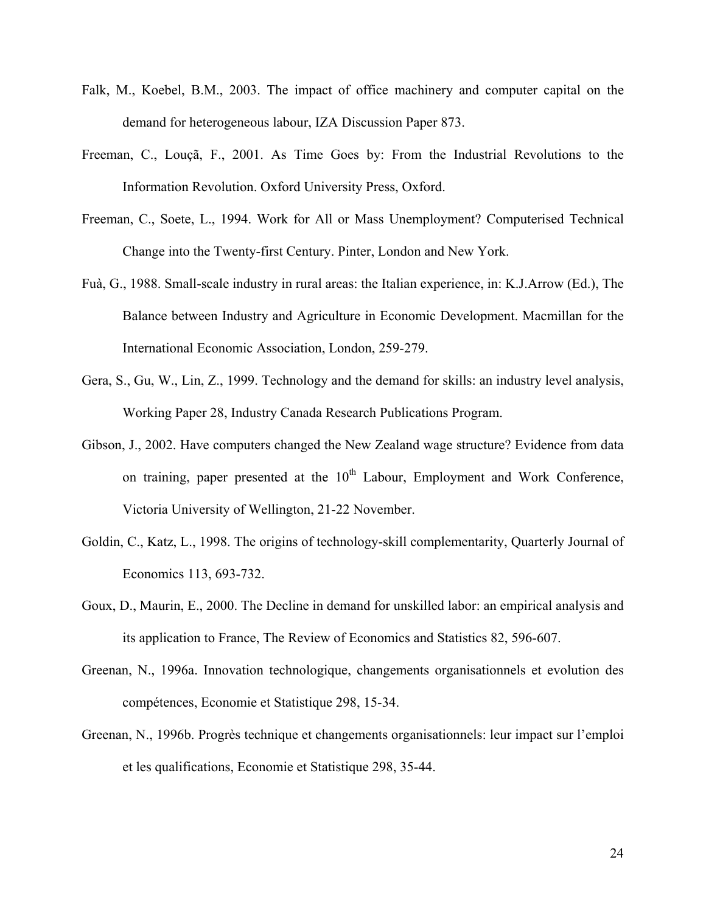Falk, M., Koebel, B.M., 2003. The impact of office machinery and computer capital on the demand for heterogeneous labour, IZA Discussion Paper 873.

Freeman, C., Louçã, F., 2001. As Time Goes by: From the Industrial Revolutions to the Information Revolution. Oxford University Press, Oxford.

Freeman, C., Soete, L., 1994. Work for All or Mass Unemployment? Computerised Technical Change into the Twenty-first Century. Pinter, London and New York.

Fuà, G., 1988. Small-scale industry in rural areas: the Italian experience, in: K.J.Arrow (Ed.), The Balance between Industry and Agriculture in Economic Development. Macmillan for the International Economic Association, London, 259-279.

Gera, S., Gu, W., Lin, Z., 1999. Technology and the demand for skills: an industry level analysis, Working Paper 28, Industry Canada Research Publications Program.

Gibson, J., 2002. Have computers changed the New Zealand wage structure? Evidence from data on training, paper presented at the 10th Labour, Employment and Work Conference, Victoria University of Wellington, 21-22 November.

Goldin, C., Katz, L., 1998. The origins of technology-skill complementarity, Quarterly Journal of Economics 113, 693-732.

Goux, D., Maurin, E., 2000. The Decline in demand for unskilled labor: an empirical analysis and its application to France, The Review of Economics and Statistics 82, 596-607.

Greenan, N., 1996a. Innovation technologique, changements organisationnels et evolution des compétences, Economie et Statistique 298, 15-34.

Greenan, N., 1996b. Progrès technique et changements organisationnels: leur impact sur l'emploi et les qualifications, Economie et Statistique 298, 35-44.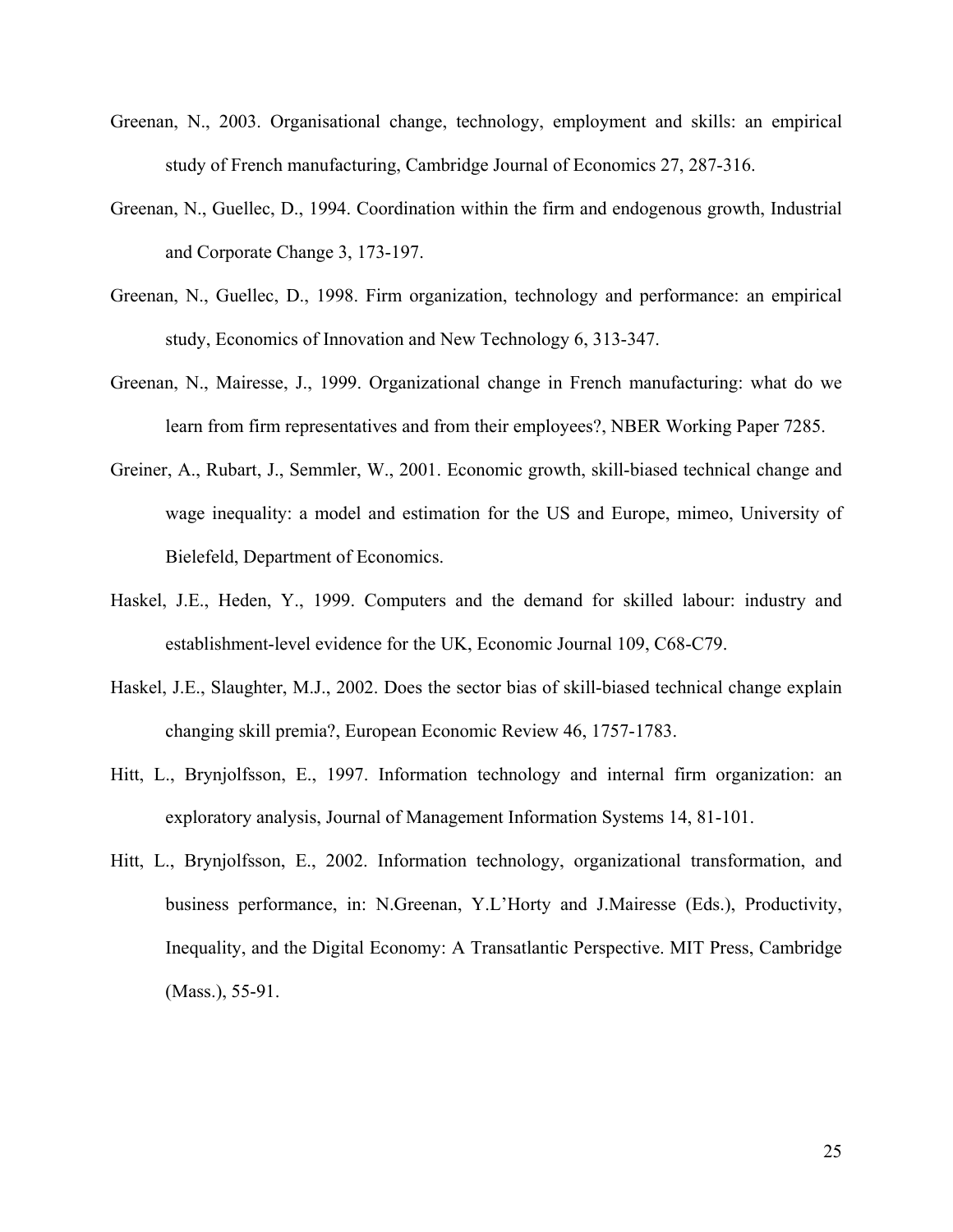Greenan, N., 2003. Organisational change, technology, employment and skills: an empirical study of French manufacturing, Cambridge Journal of Economics 27, 287-316.

Greenan, N., Guellec, D., 1994. Coordination within the firm and endogenous growth, Industrial and Corporate Change 3, 173-197.

Greenan, N., Guellec, D., 1998. Firm organization, technology and performance: an empirical study, Economics of Innovation and New Technology 6, 313-347.

Greenan, N., Mairesse, J., 1999. Organizational change in French manufacturing: what do we learn from firm representatives and from their employees?, NBER Working Paper 7285.

Greiner, A., Rubart, J., Semmler, W., 2001. Economic growth, skill-biased technical change and wage inequality: a model and estimation for the US and Europe, mimeo, University of Bielefeld, Department of Economics.

Haskel, J.E., Heden, Y., 1999. Computers and the demand for skilled labour: industry and establishment-level evidence for the UK, Economic Journal 109, C68-C79.

Haskel, J.E., Slaughter, M.J., 2002. Does the sector bias of skill-biased technical change explain changing skill premia?, European Economic Review 46, 1757-1783.

Hitt, L., Brynjolfsson, E., 1997. Information technology and internal firm organization: an exploratory analysis, Journal of Management Information Systems 14, 81-101.

Hitt, L., Brynjolfsson, E., 2002. Information technology, organizational transformation, and business performance, in: N.Greenan, Y.L'Horty and J.Mairesse (Eds.), Productivity, Inequality, and the Digital Economy: A Transatlantic Perspective. MIT Press, Cambridge (Mass.), 55-91.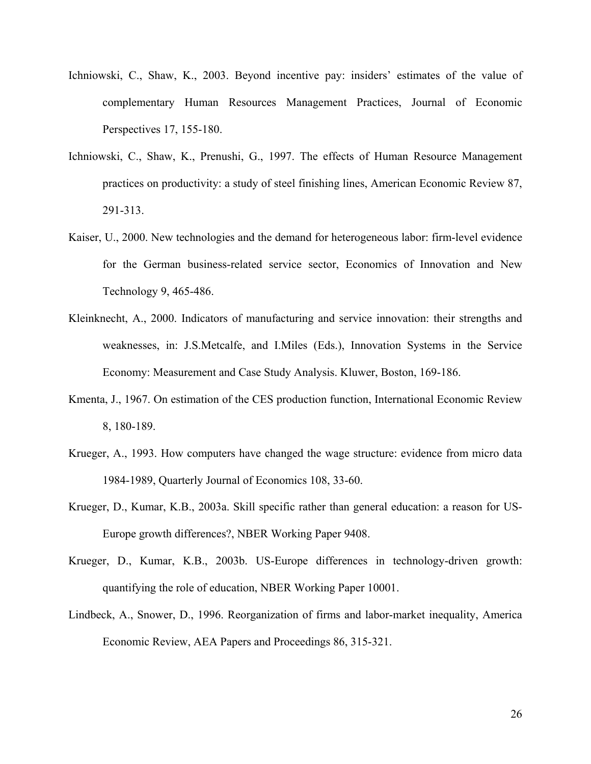Ichniowski, C., Shaw, K., 2003. Beyond incentive pay: insiders' estimates of the value of complementary Human Resources Management Practices, Journal of Economic Perspectives 17, 155-180.

Ichniowski, C., Shaw, K., Prenushi, G., 1997. The effects of Human Resource Management practices on productivity: a study of steel finishing lines, American Economic Review 87, 291-313.

Kaiser, U., 2000. New technologies and the demand for heterogeneous labor: firm-level evidence for the German business-related service sector, Economics of Innovation and New Technology 9, 465-486.

Kleinknecht, A., 2000. Indicators of manufacturing and service innovation: their strengths and weaknesses, in: J.S.Metcalfe, and I.Miles (Eds.), Innovation Systems in the Service Economy: Measurement and Case Study Analysis. Kluwer, Boston, 169-186.

Kmenta, J., 1967. On estimation of the CES production function, International Economic Review 8, 180-189.

Krueger, A., 1993. How computers have changed the wage structure: evidence from micro data 1984-1989, Quarterly Journal of Economics 108, 33-60.

Krueger, D., Kumar, K.B., 2003a. Skill specific rather than general education: a reason for US-Europe growth differences?, NBER Working Paper 9408.

Krueger, D., Kumar, K.B., 2003b. US-Europe differences in technology-driven growth: quantifying the role of education, NBER Working Paper 10001.

Lindbeck, A., Snower, D., 1996. Reorganization of firms and labor-market inequality, America Economic Review, AEA Papers and Proceedings 86, 315-321.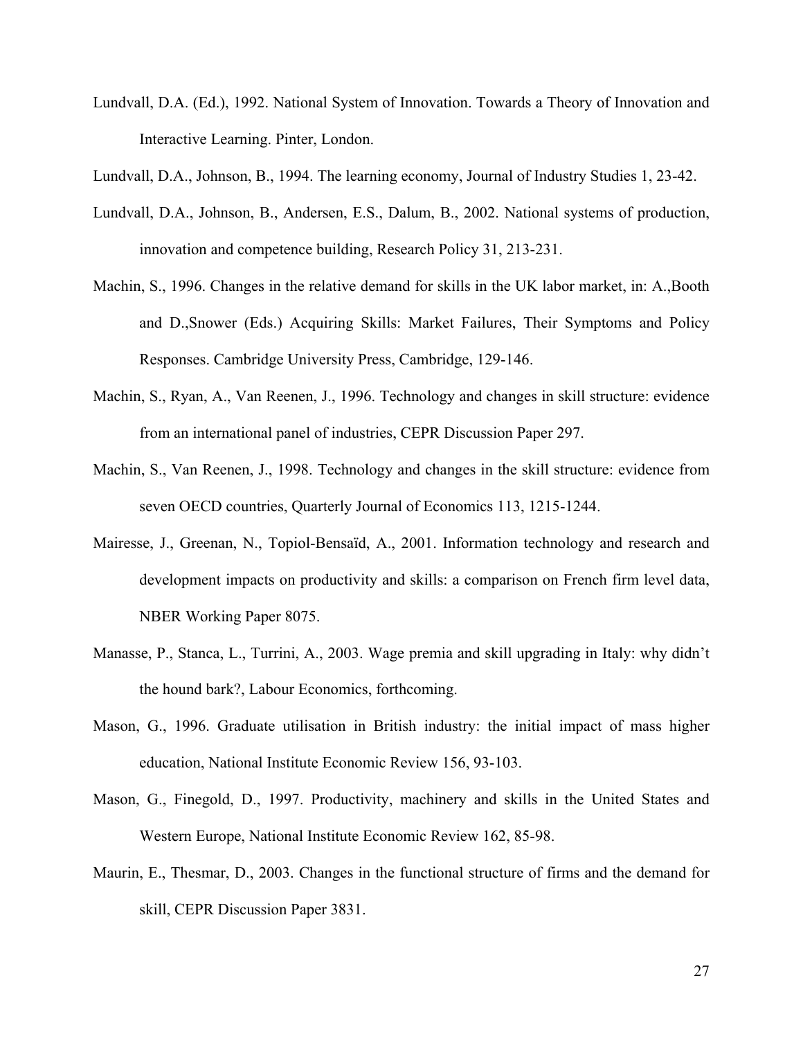Lundvall, D.A. (Ed.), 1992. National System of Innovation. Towards a Theory of Innovation and Interactive Learning. Pinter, London.

Lundvall, D.A., Johnson, B., 1994. The learning economy, Journal of Industry Studies 1, 23-42.

Lundvall, D.A., Johnson, B., Andersen, E.S., Dalum, B., 2002. National systems of production, innovation and competence building, Research Policy 31, 213-231.

Machin, S., 1996. Changes in the relative demand for skills in the UK labor market, in: A.,Booth and D.,Snower (Eds.) Acquiring Skills: Market Failures, Their Symptoms and Policy Responses. Cambridge University Press, Cambridge, 129-146.

Machin, S., Ryan, A., Van Reenen, J., 1996. Technology and changes in skill structure: evidence from an international panel of industries, CEPR Discussion Paper 297.

Machin, S., Van Reenen, J., 1998. Technology and changes in the skill structure: evidence from seven OECD countries, Quarterly Journal of Economics 113, 1215-1244.

Mairesse, J., Greenan, N., Topiol-Bensaïd, A., 2001. Information technology and research and development impacts on productivity and skills: a comparison on French firm level data, NBER Working Paper 8075.

Manasse, P., Stanca, L., Turrini, A., 2003. Wage premia and skill upgrading in Italy: why didn't the hound bark?, Labour Economics, forthcoming.

Mason, G., 1996. Graduate utilisation in British industry: the initial impact of mass higher education, National Institute Economic Review 156, 93-103.

Mason, G., Finegold, D., 1997. Productivity, machinery and skills in the United States and Western Europe, National Institute Economic Review 162, 85-98.

Maurin, E., Thesmar, D., 2003. Changes in the functional structure of firms and the demand for skill, CEPR Discussion Paper 3831.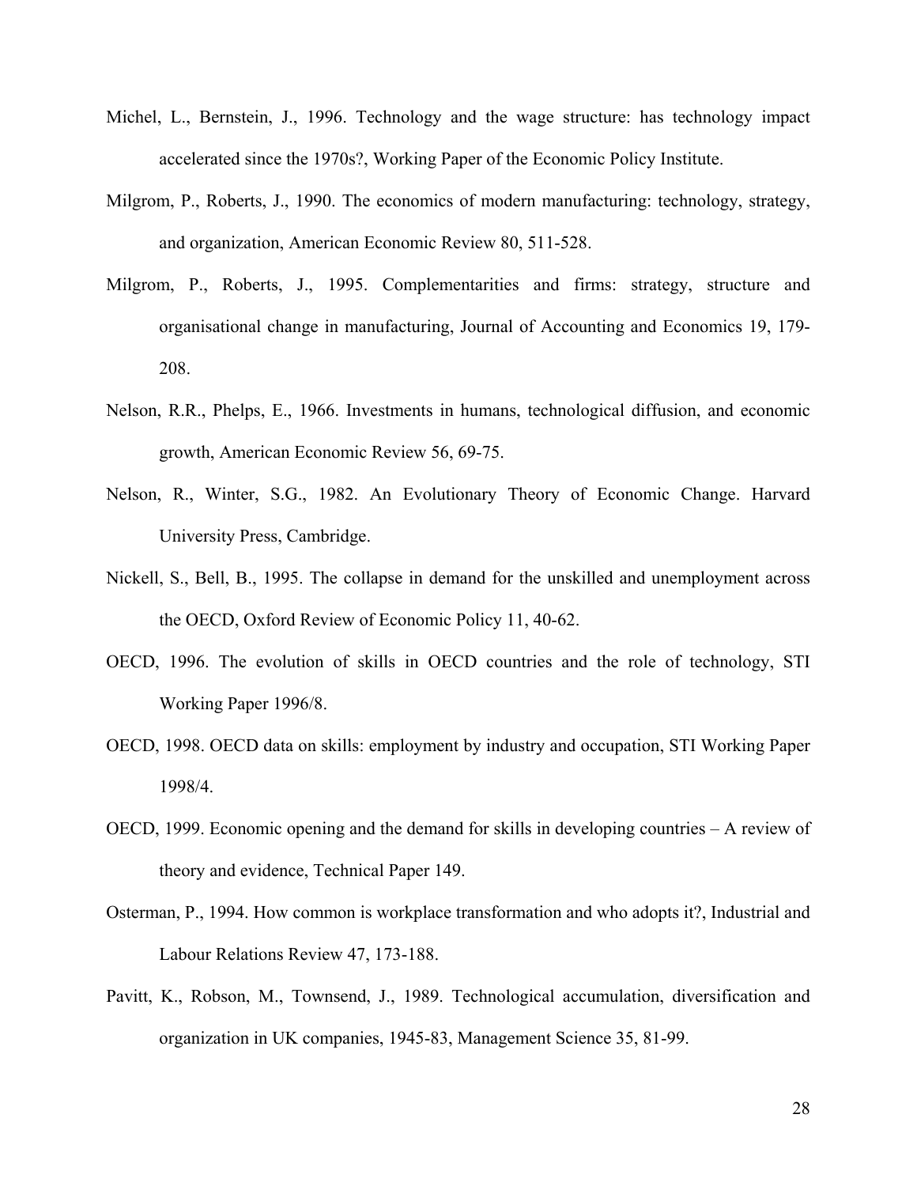Michel, L., Bernstein, J., 1996. Technology and the wage structure: has technology impact accelerated since the 1970s?, Working Paper of the Economic Policy Institute.

Milgrom, P., Roberts, J., 1990. The economics of modern manufacturing: technology, strategy, and organization, American Economic Review 80, 511-528.

Milgrom, P., Roberts, J., 1995. Complementarities and firms: strategy, structure and organisational change in manufacturing, Journal of Accounting and Economics 19, 179-208.

Nelson, R.R., Phelps, E., 1966. Investments in humans, technological diffusion, and economic growth, American Economic Review 56, 69-75.

Nelson, R., Winter, S.G., 1982. An Evolutionary Theory of Economic Change. Harvard University Press, Cambridge.

Nickell, S., Bell, B., 1995. The collapse in demand for the unskilled and unemployment across the OECD, Oxford Review of Economic Policy 11, 40-62.

OECD, 1996. The evolution of skills in OECD countries and the role of technology, STI Working Paper 1996/8.

OECD, 1998. OECD data on skills: employment by industry and occupation, STI Working Paper 1998/4.

OECD, 1999. Economic opening and the demand for skills in developing countries – A review of theory and evidence, Technical Paper 149.

Osterman, P., 1994. How common is workplace transformation and who adopts it?, Industrial and Labour Relations Review 47, 173-188.

Pavitt, K., Robson, M., Townsend, J., 1989. Technological accumulation, diversification and organization in UK companies, 1945-83, Management Science 35, 81-99.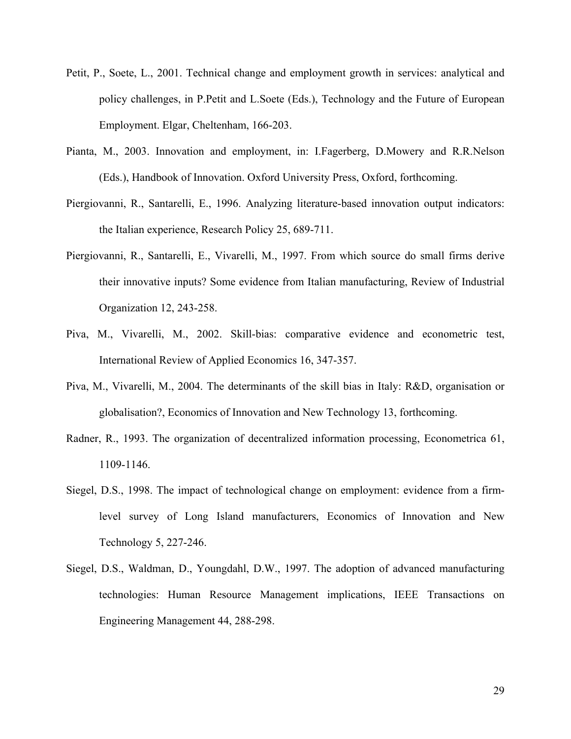Petit, P., Soete, L., 2001. Technical change and employment growth in services: analytical and policy challenges, in P.Petit and L.Soete (Eds.), Technology and the Future of European Employment. Elgar, Cheltenham, 166-203.

Pianta, M., 2003. Innovation and employment, in: I.Fagerberg, D.Mowery and R.R.Nelson (Eds.), Handbook of Innovation. Oxford University Press, Oxford, forthcoming.

Piergiovanni, R., Santarelli, E., 1996. Analyzing literature-based innovation output indicators: the Italian experience, Research Policy 25, 689-711.

Piergiovanni, R., Santarelli, E., Vivarelli, M., 1997. From which source do small firms derive their innovative inputs? Some evidence from Italian manufacturing, Review of Industrial Organization 12, 243-258.

Piva, M., Vivarelli, M., 2002. Skill-bias: comparative evidence and econometric test, International Review of Applied Economics 16, 347-357.

Piva, M., Vivarelli, M., 2004. The determinants of the skill bias in Italy: R&D, organisation or globalisation?, Economics of Innovation and New Technology 13, forthcoming.

Radner, R., 1993. The organization of decentralized information processing, Econometrica 61, 1109-1146.

Siegel, D.S., 1998. The impact of technological change on employment: evidence from a firm-level survey of Long Island manufacturers, Economics of Innovation and New Technology 5, 227-246.

Siegel, D.S., Waldman, D., Youngdahl, D.W., 1997. The adoption of advanced manufacturing technologies: Human Resource Management implications, IEEE Transactions on Engineering Management 44, 288-298.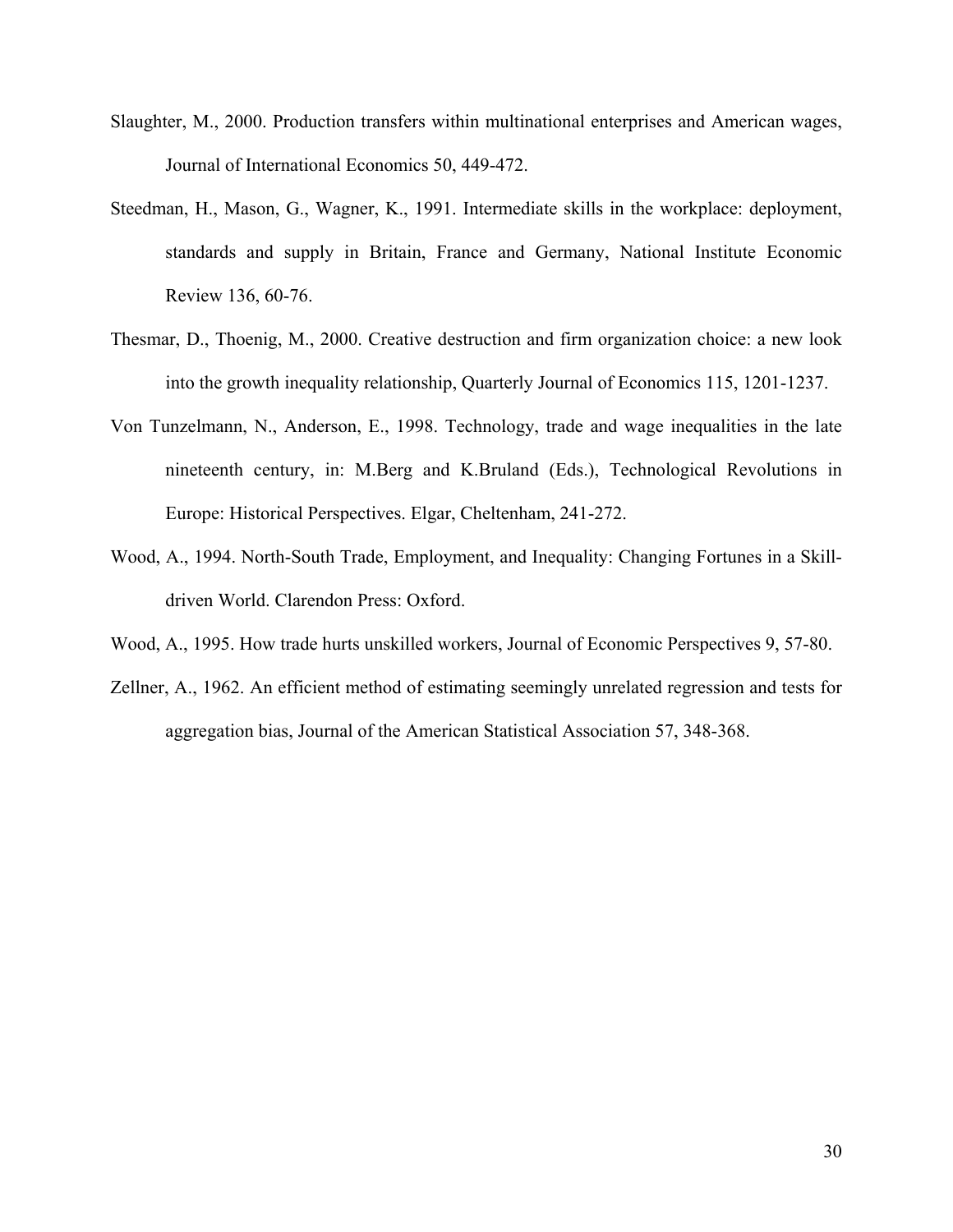Slaughter, M., 2000. Production transfers within multinational enterprises and American wages, Journal of International Economics 50, 449-472.

Steedman, H., Mason, G., Wagner, K., 1991. Intermediate skills in the workplace: deployment, standards and supply in Britain, France and Germany, National Institute Economic Review 136, 60-76.

Thesmar, D., Thoenig, M., 2000. Creative destruction and firm organization choice: a new look into the growth inequality relationship, Quarterly Journal of Economics 115, 1201-1237.

Von Tunzelmann, N., Anderson, E., 1998. Technology, trade and wage inequalities in the late nineteenth century, in: M.Berg and K.Bruland (Eds.), Technological Revolutions in Europe: Historical Perspectives. Elgar, Cheltenham, 241-272.

Wood, A., 1994. North-South Trade, Employment, and Inequality: Changing Fortunes in a Skill-driven World. Clarendon Press: Oxford.

Wood, A., 1995. How trade hurts unskilled workers, Journal of Economic Perspectives 9, 57-80.

Zellner, A., 1962. An efficient method of estimating seemingly unrelated regression and tests for aggregation bias, Journal of the American Statistical Association 57, 348-368.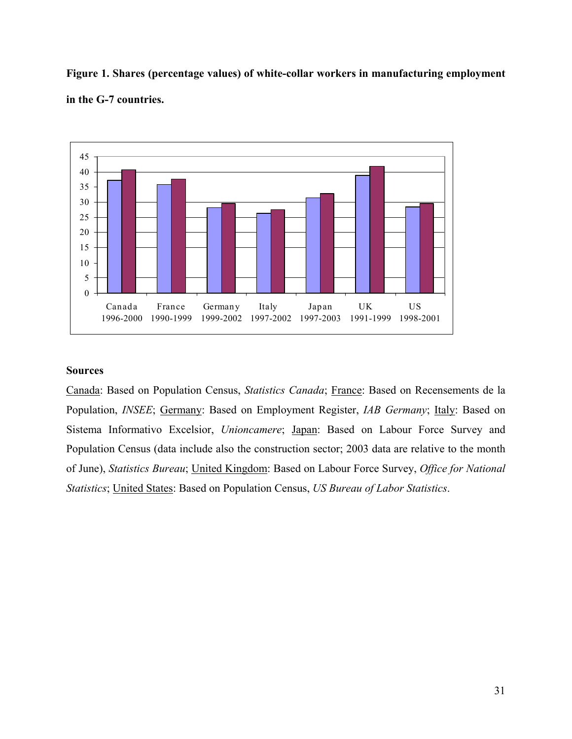**Figure 1. Shares (percentage values) of white-collar workers in manufacturing employment in the G-7 countries.**

**Sources**

Canada: Based on Population Census, *Statistics Canada*; France: Based on Recensements de la Population, *INSEE*; Germany: Based on Employment Register, *IAB Germany*; Italy: Based on Sistema Informativo Excelsior, *Unioncamere*; Japan: Based on Labour Force Survey and Population Census (data include also the construction sector; 2003 data are relative to the month of June), *Statistics Bureau*; United Kingdom: Based on Labour Force Survey, *Office for National Statistics*; United States: Based on Population Census, *US Bureau of Labor Statistics*.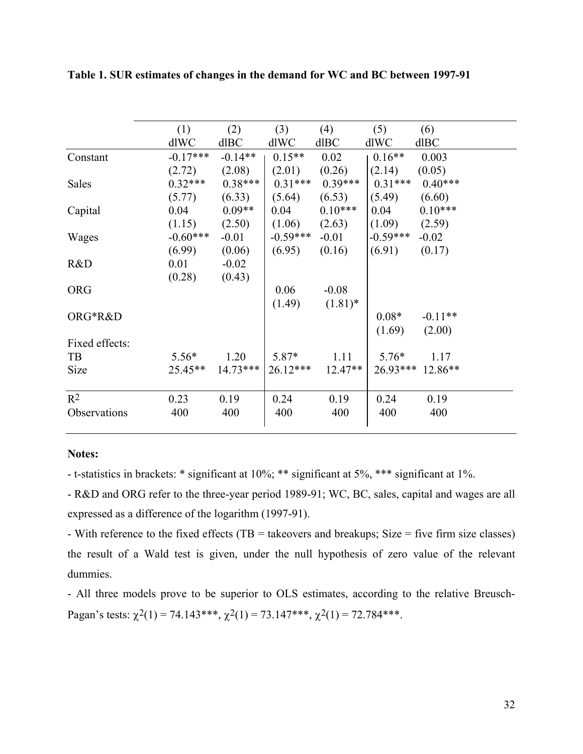**Table 1. SUR estimates of changes in the demand for WC and BC between 1997-91**

| | (1) dlWC | (2) dlBC | (3) dlWC | (4) dlBC | (5) dlWC | (6) dlBC |
|---|---|---|---|---|---|---|
| Constant | -0.17*** | -0.14** | 0.15** | 0.02 | 0.16** | 0.003 |
| | (2.72) | (2.08) | (2.01) | (0.26) | (2.14) | (0.05) |
| Sales | 0.32*** | 0.38*** | 0.31*** | 0.39*** | 0.31*** | 0.40*** |
| | (5.77) | (6.33) | (5.64) | (6.53) | (5.49) | (6.60) |
| Capital | 0.04 | 0.09** | 0.04 | 0.10*** | 0.04 | 0.10*** |
| | (1.15) | (2.50) | (1.06) | (2.63) | (1.09) | (2.59) |
| Wages | -0.60*** | -0.01 | -0.59*** | -0.01 | -0.59*** | -0.02 |
| | (6.99) | (0.06) | (6.95) | (0.16) | (6.91) | (0.17) |
| R&D | 0.01 | -0.02 | | | | |
| | (0.28) | (0.43) | | | | |
| ORG | | | 0.06 | -0.08 | | |
| | | | (1.49) | (1.81)* | | |
| ORG*R&D | | | | | 0.08* | -0.11** |
| | | | | | (1.69) | (2.00) |
| Fixed effects: | | | | | | |
| TB | 5.56* | 1.20 | 5.87* | 1.11 | 5.76* | 1.17 |
| Size | 25.45** | 14.73*** | 26.12*** | 12.47** | 26.93*** | 12.86** |
| $R^2$ | 0.23 | 0.19 | 0.24 | 0.19 | 0.24 | 0.19 |
| Observations | 400 | 400 | 400 | 400 | 400 | 400 |

**Notes:**

- t-statistics in brackets: * significant at 10%; ** significant at 5%, *** significant at 1%.

- R&D and ORG refer to the three-year period 1989-91; WC, BC, sales, capital and wages are all expressed as a difference of the logarithm (1997-91).

- With reference to the fixed effects (TB = takeovers and breakups; Size = five firm size classes) the result of a Wald test is given, under the null hypothesis of zero value of the relevant dummies.

- All three models prove to be superior to OLS estimates, according to the relative Breusch-Pagan's tests: $\chi^2(1) = 74.143$***, $\chi^2(1) = 73.147$***, $\chi^2(1) = 72.784$***.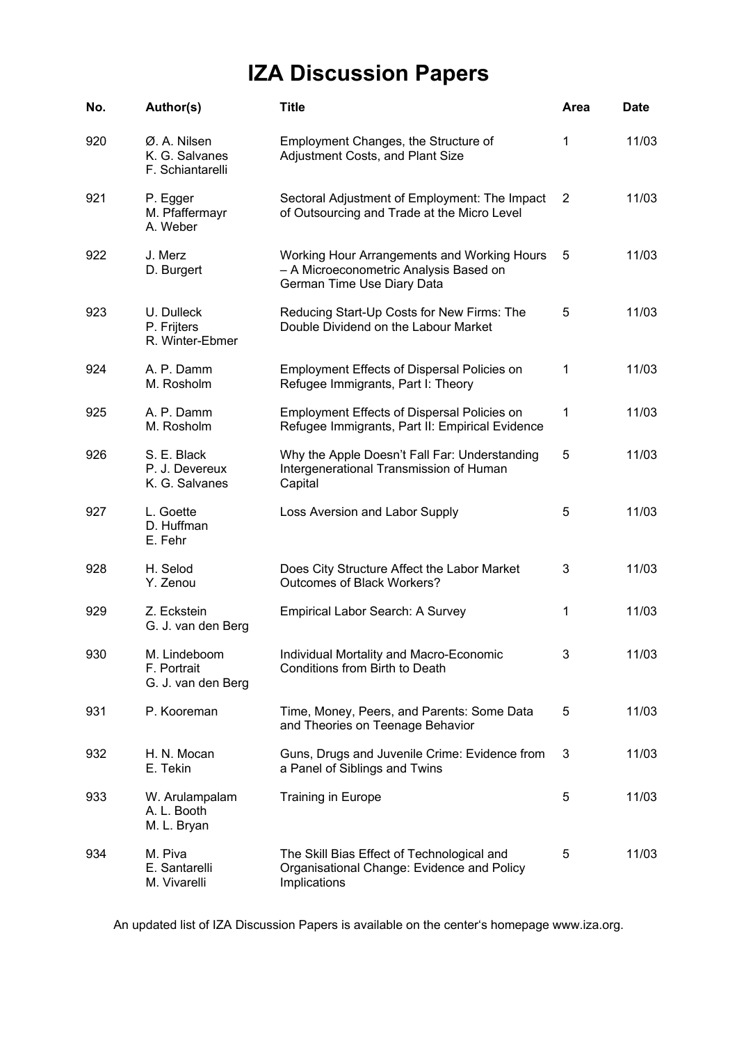# IZA Discussion Papers

| No. | Author(s) | Title | Area | Date |
|---|---|---|---|---|
| 920 | Ø. A. Nilsen<br>K. G. Salvanes<br>F. Schiantarelli | Employment Changes, the Structure of Adjustment Costs, and Plant Size | 1 | 11/03 |
| 921 | P. Egger<br>M. Pfaffermayr<br>A. Weber | Sectoral Adjustment of Employment: The Impact of Outsourcing and Trade at the Micro Level | 2 | 11/03 |
| 922 | J. Merz<br>D. Burgert | Working Hour Arrangements and Working Hours – A Microeconometric Analysis Based on German Time Use Diary Data | 5 | 11/03 |
| 923 | U. Dulleck<br>P. Frijters<br>R. Winter-Ebmer | Reducing Start-Up Costs for New Firms: The Double Dividend on the Labour Market | 5 | 11/03 |
| 924 | A. P. Damm<br>M. Rosholm | Employment Effects of Dispersal Policies on Refugee Immigrants, Part I: Theory | 1 | 11/03 |
| 925 | A. P. Damm<br>M. Rosholm | Employment Effects of Dispersal Policies on Refugee Immigrants, Part II: Empirical Evidence | 1 | 11/03 |
| 926 | S. E. Black<br>P. J. Devereux<br>K. G. Salvanes | Why the Apple Doesn't Fall Far: Understanding Intergenerational Transmission of Human Capital | 5 | 11/03 |
| 927 | L. Goette<br>D. Huffman<br>E. Fehr | Loss Aversion and Labor Supply | 5 | 11/03 |
| 928 | H. Selod<br>Y. Zenou | Does City Structure Affect the Labor Market Outcomes of Black Workers? | 3 | 11/03 |
| 929 | Z. Eckstein<br>G. J. van den Berg | Empirical Labor Search: A Survey | 1 | 11/03 |
| 930 | M. Lindeboom<br>F. Portrait<br>G. J. van den Berg | Individual Mortality and Macro-Economic Conditions from Birth to Death | 3 | 11/03 |
| 931 | P. Kooreman | Time, Money, Peers, and Parents: Some Data and Theories on Teenage Behavior | 5 | 11/03 |
| 932 | H. N. Mocan<br>E. Tekin | Guns, Drugs and Juvenile Crime: Evidence from a Panel of Siblings and Twins | 3 | 11/03 |
| 933 | W. Arulampalam<br>A. L. Booth<br>M. L. Bryan | Training in Europe | 5 | 11/03 |
| 934 | M. Piva<br>E. Santarelli<br>M. Vivarelli | The Skill Bias Effect of Technological and Organisational Change: Evidence and Policy Implications | 5 | 11/03 |

An updated list of IZA Discussion Papers is available on the center's homepage www.iza.org.